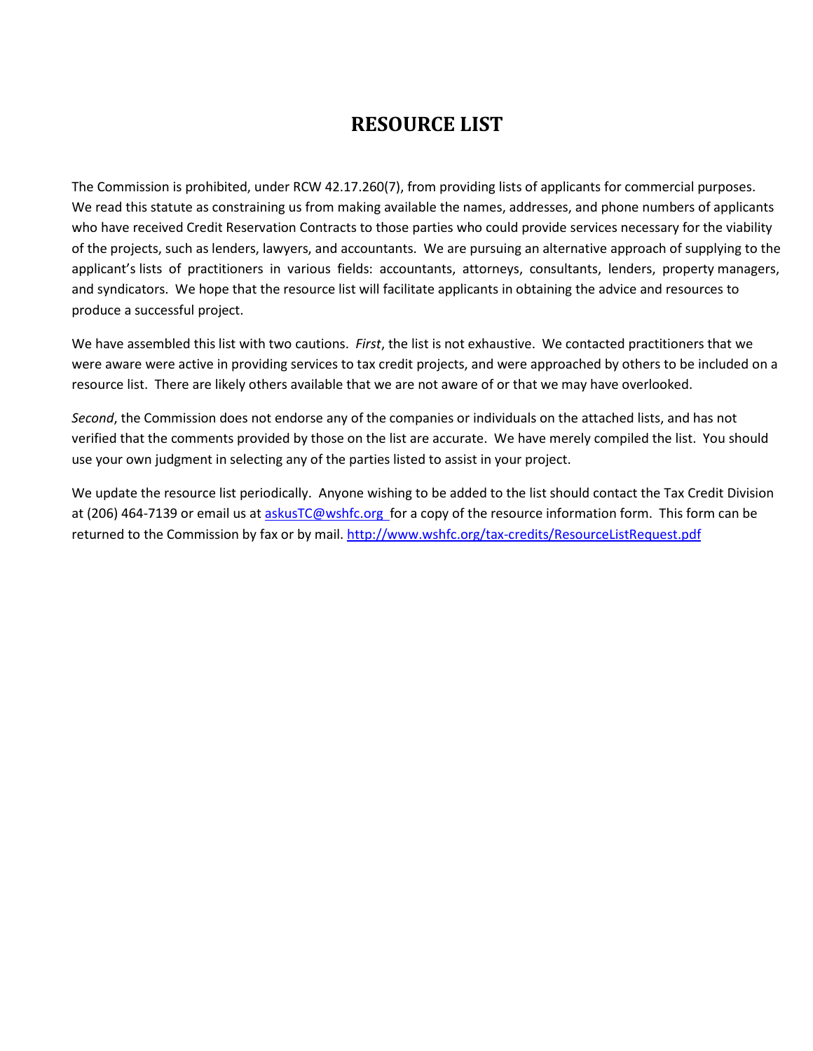# RESOURCE LIST

The Commission is prohibited, under RCW 42.17.260(7), from providing lists of applicants for commercial purposes. We read this statute as constraining us from making available the names, addresses, and phone numbers of applicants who have received Credit Reservation Contracts to those parties who could provide services necessary for the viability of the projects, such as lenders, lawyers, and accountants. We are pursuing an alternative approach of supplying to the applicant's lists of practitioners in various fields: accountants, attorneys, consultants, lenders, property managers, and syndicators. We hope that the resource list will facilitate applicants in obtaining the advice and resources to produce a successful project.

We have assembled this list with two cautions. *First*, the list is not exhaustive. We contacted practitioners that we were aware were active in providing services to tax credit projects, and were approached by others to be included on a resource list. There are likely others available that we are not aware of or that we may have overlooked.

*Second*, the Commission does not endorse any of the companies or individuals on the attached lists, and has not verified that the comments provided by those on the list are accurate. We have merely compiled the list. You should use your own judgment in selecting any of the parties listed to assist in your project.

We update the resource list periodically. Anyone wishing to be added to the list should contact the Tax Credit Division at (206) 464-7139 or email us at askusTC@wshfc.org for a copy of the resource information form. This form can be returned to the Commission by fax or by mail. http://www.wshfc.org/tax-credits/ResourceListRequest.pdf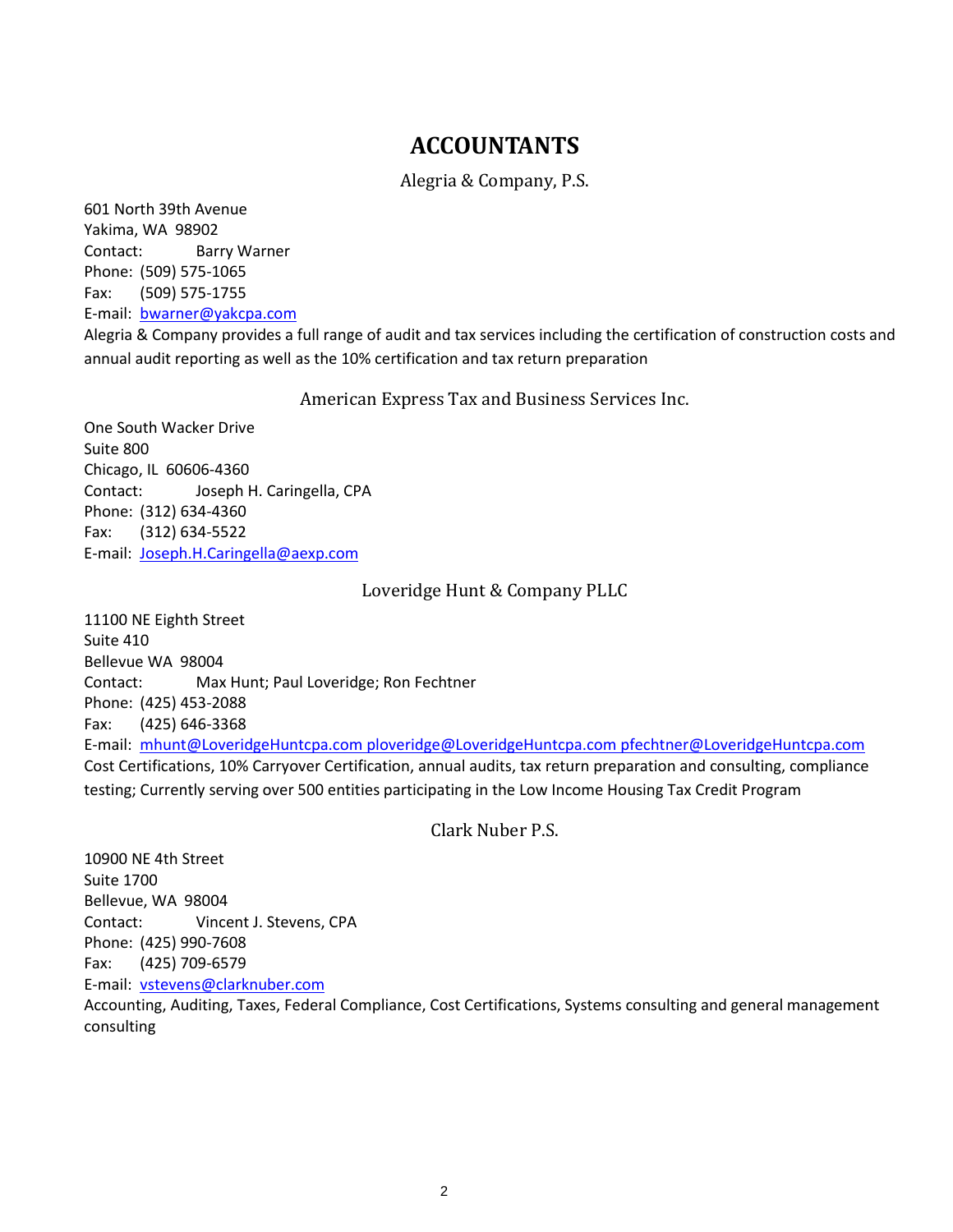# ACCOUNTANTS

## Alegria & Company, P.S.

601 North 39th Avenue
Yakima, WA 98902
Contact: Barry Warner
Phone: (509) 575-1065
Fax: (509) 575-1755
E-mail: bwarner@yakcpa.com

Alegria & Company provides a full range of audit and tax services including the certification of construction costs and annual audit reporting as well as the 10% certification and tax return preparation

## American Express Tax and Business Services Inc.

One South Wacker Drive
Suite 800
Chicago, IL 60606-4360
Contact: Joseph H. Caringella, CPA
Phone: (312) 634-4360
Fax: (312) 634-5522
E-mail: Joseph.H.Caringella@aexp.com

## Loveridge Hunt & Company PLLC

11100 NE Eighth Street
Suite 410
Bellevue WA 98004
Contact: Max Hunt; Paul Loveridge; Ron Fechtner
Phone: (425) 453-2088
Fax: (425) 646-3368
E-mail: mhunt@LoveridgeHuntcpa.com ploveridge@LoveridgeHuntcpa.com pfechtner@LoveridgeHuntcpa.com

Cost Certifications, 10% Carryover Certification, annual audits, tax return preparation and consulting, compliance testing; Currently serving over 500 entities participating in the Low Income Housing Tax Credit Program

## Clark Nuber P.S.

10900 NE 4th Street
Suite 1700
Bellevue, WA 98004
Contact: Vincent J. Stevens, CPA
Phone: (425) 990-7608
Fax: (425) 709-6579
E-mail: vstevens@clarknuber.com

Accounting, Auditing, Taxes, Federal Compliance, Cost Certifications, Systems consulting and general management consulting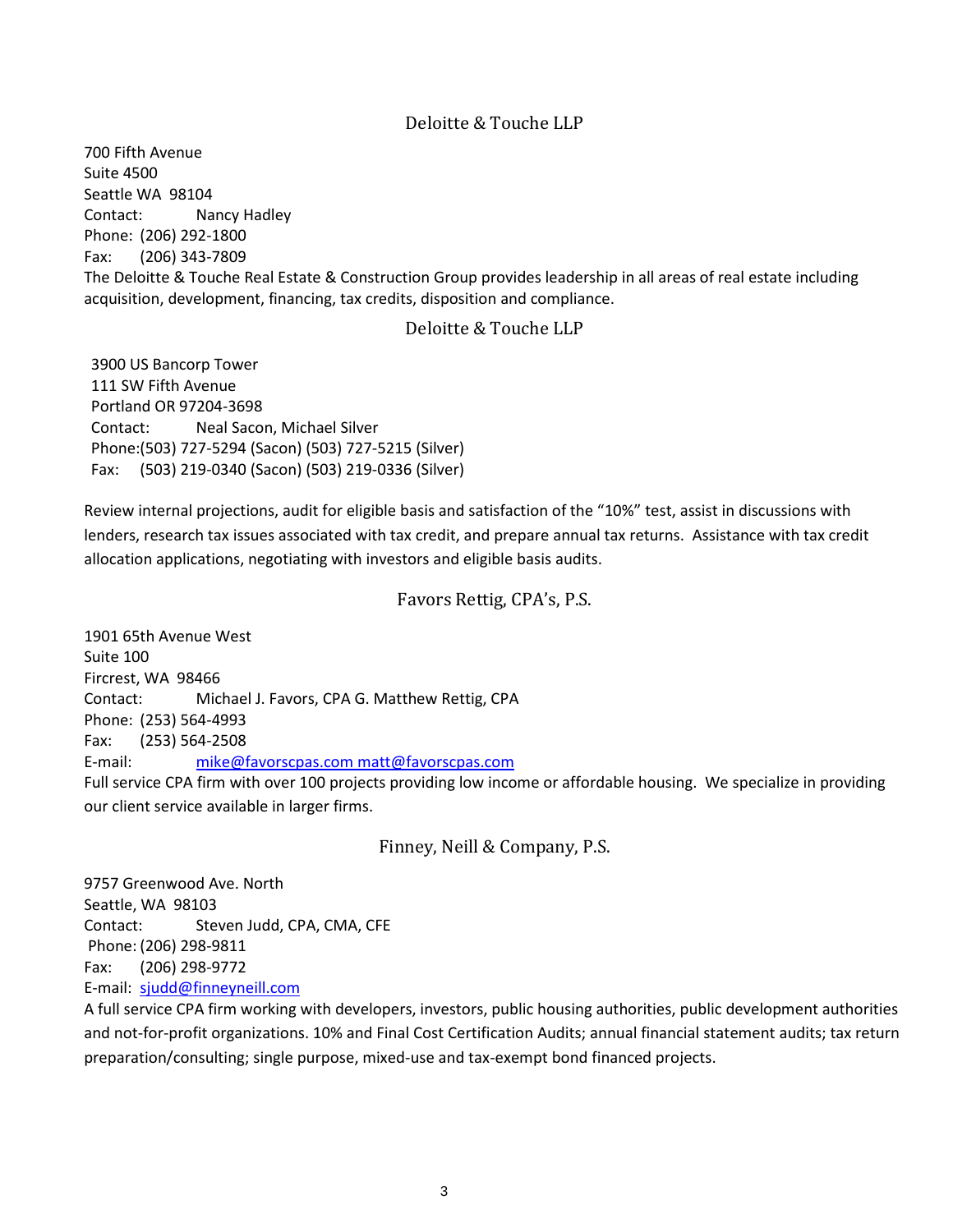## Deloitte & Touche LLP

700 Fifth Avenue
Suite 4500
Seattle WA 98104
Contact: Nancy Hadley
Phone: (206) 292-1800
Fax: (206) 343-7809

The Deloitte & Touche Real Estate & Construction Group provides leadership in all areas of real estate including acquisition, development, financing, tax credits, disposition and compliance.

## Deloitte & Touche LLP

3900 US Bancorp Tower
111 SW Fifth Avenue
Portland OR 97204-3698
Contact: Neal Sacon, Michael Silver
Phone:(503) 727-5294 (Sacon) (503) 727-5215 (Silver)
Fax: (503) 219-0340 (Sacon) (503) 219-0336 (Silver)

Review internal projections, audit for eligible basis and satisfaction of the "10%" test, assist in discussions with lenders, research tax issues associated with tax credit, and prepare annual tax returns. Assistance with tax credit allocation applications, negotiating with investors and eligible basis audits.

## Favors Rettig, CPA's, P.S.

1901 65th Avenue West
Suite 100
Fircrest, WA 98466
Contact: Michael J. Favors, CPA G. Matthew Rettig, CPA
Phone: (253) 564-4993
Fax: (253) 564-2508
E-mail: mike@favorscpas.com matt@favorscpas.com

Full service CPA firm with over 100 projects providing low income or affordable housing. We specialize in providing our client service available in larger firms.

## Finney, Neill & Company, P.S.

9757 Greenwood Ave. North
Seattle, WA 98103
Contact: Steven Judd, CPA, CMA, CFE
Phone: (206) 298-9811
Fax: (206) 298-9772
E-mail: sjudd@finneyneill.com

A full service CPA firm working with developers, investors, public housing authorities, public development authorities and not-for-profit organizations. 10% and Final Cost Certification Audits; annual financial statement audits; tax return preparation/consulting; single purpose, mixed-use and tax-exempt bond financed projects.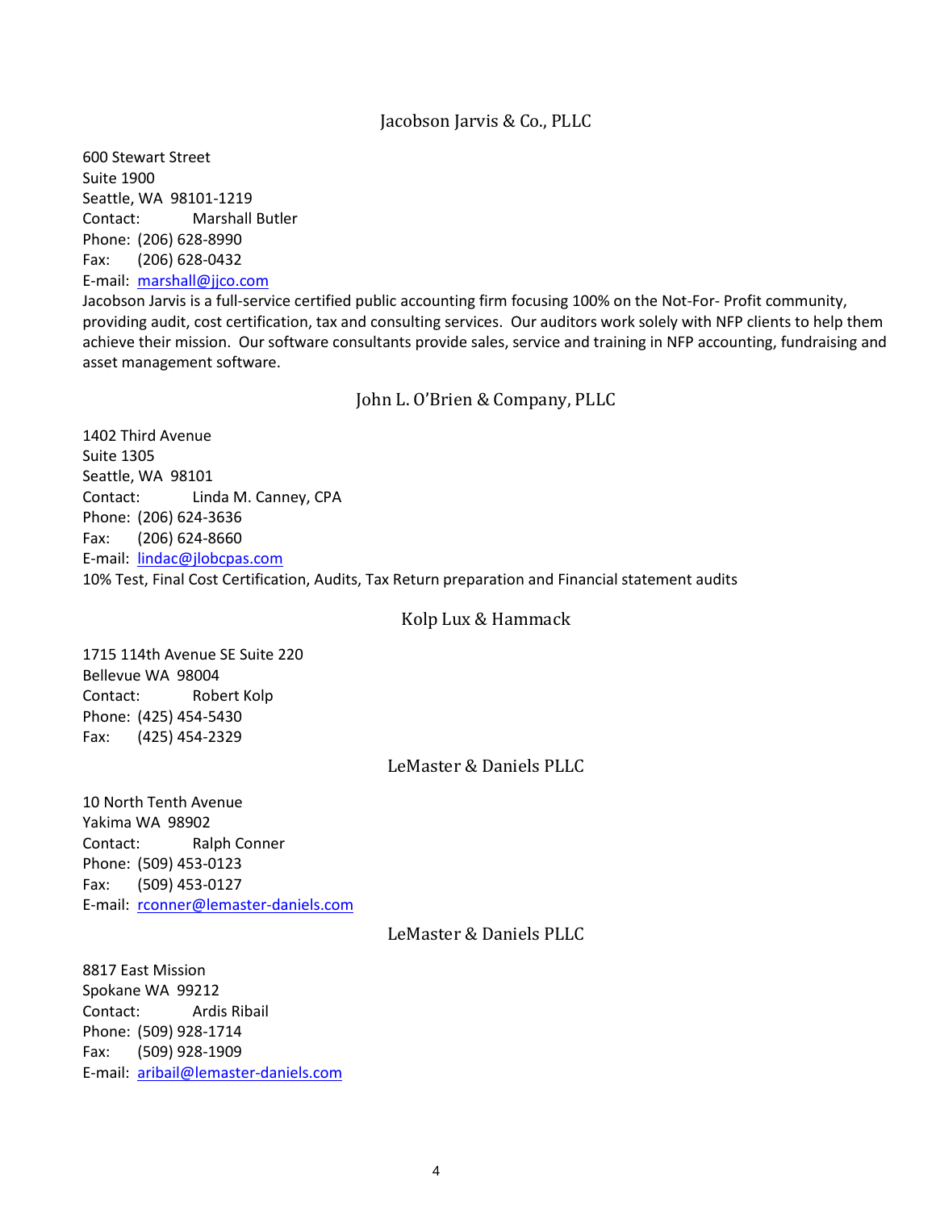## Jacobson Jarvis & Co., PLLC

600 Stewart Street
Suite 1900
Seattle, WA 98101-1219
Contact: Marshall Butler
Phone: (206) 628-8990
Fax: (206) 628-0432
E-mail: marshall@jjco.com

Jacobson Jarvis is a full-service certified public accounting firm focusing 100% on the Not-For- Profit community, providing audit, cost certification, tax and consulting services. Our auditors work solely with NFP clients to help them achieve their mission. Our software consultants provide sales, service and training in NFP accounting, fundraising and asset management software.

## John L. O'Brien & Company, PLLC

1402 Third Avenue
Suite 1305
Seattle, WA 98101
Contact: Linda M. Canney, CPA
Phone: (206) 624-3636
Fax: (206) 624-8660
E-mail: lindac@jlobcpas.com

10% Test, Final Cost Certification, Audits, Tax Return preparation and Financial statement audits

## Kolp Lux & Hammack

1715 114th Avenue SE Suite 220
Bellevue WA 98004
Contact: Robert Kolp
Phone: (425) 454-5430
Fax: (425) 454-2329

## LeMaster & Daniels PLLC

10 North Tenth Avenue
Yakima WA 98902
Contact: Ralph Conner
Phone: (509) 453-0123
Fax: (509) 453-0127
E-mail: rconner@lemaster-daniels.com

## LeMaster & Daniels PLLC

8817 East Mission
Spokane WA 99212
Contact: Ardis Ribail
Phone: (509) 928-1714
Fax: (509) 928-1909
E-mail: aribail@lemaster-daniels.com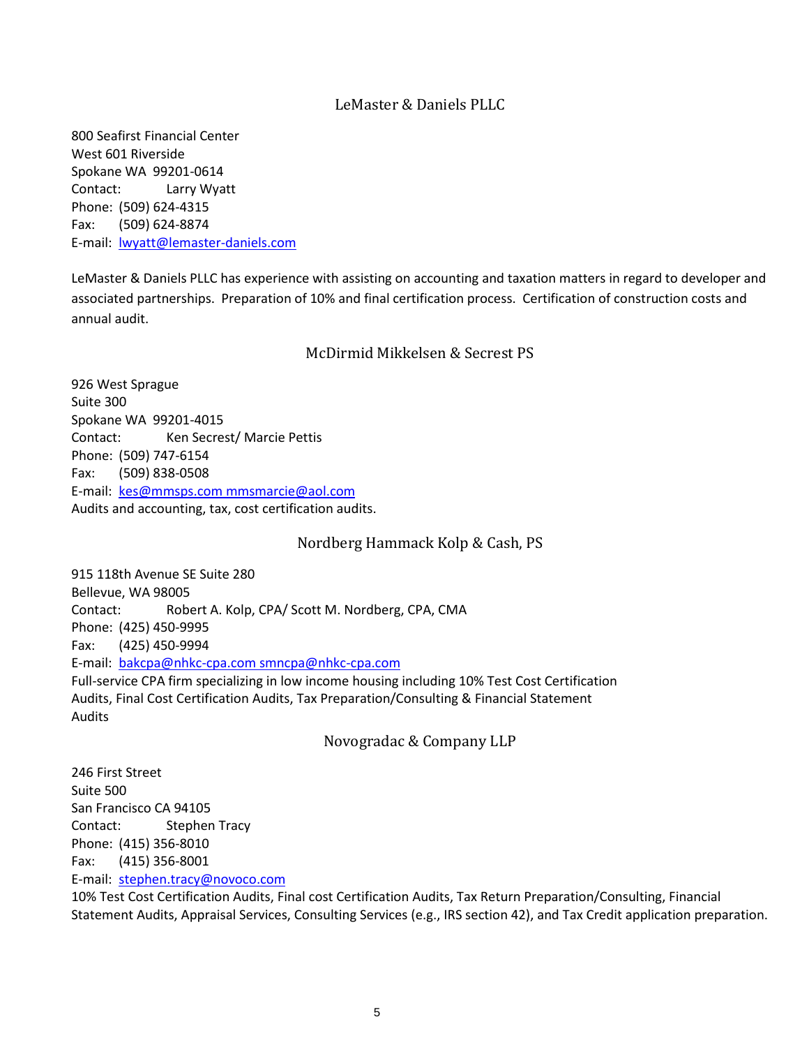## LeMaster & Daniels PLLC

800 Seafirst Financial Center
West 601 Riverside
Spokane WA 99201-0614
Contact: Larry Wyatt
Phone: (509) 624-4315
Fax: (509) 624-8874
E-mail: lwyatt@lemaster-daniels.com

LeMaster & Daniels PLLC has experience with assisting on accounting and taxation matters in regard to developer and associated partnerships. Preparation of 10% and final certification process. Certification of construction costs and annual audit.

## McDirmid Mikkelsen & Secrest PS

926 West Sprague
Suite 300
Spokane WA 99201-4015
Contact: Ken Secrest/ Marcie Pettis
Phone: (509) 747-6154
Fax: (509) 838-0508
E-mail: kes@mmsps.com mmsmarcie@aol.com
Audits and accounting, tax, cost certification audits.

## Nordberg Hammack Kolp & Cash, PS

915 118th Avenue SE Suite 280
Bellevue, WA 98005
Contact: Robert A. Kolp, CPA/ Scott M. Nordberg, CPA, CMA
Phone: (425) 450-9995
Fax: (425) 450-9994
E-mail: bakcpa@nhkc-cpa.com smncpa@nhkc-cpa.com
Full-service CPA firm specializing in low income housing including 10% Test Cost Certification Audits, Final Cost Certification Audits, Tax Preparation/Consulting & Financial Statement Audits

## Novogradac & Company LLP

246 First Street
Suite 500
San Francisco CA 94105
Contact: Stephen Tracy
Phone: (415) 356-8010
Fax: (415) 356-8001
E-mail: stephen.tracy@novoco.com
10% Test Cost Certification Audits, Final cost Certification Audits, Tax Return Preparation/Consulting, Financial Statement Audits, Appraisal Services, Consulting Services (e.g., IRS section 42), and Tax Credit application preparation.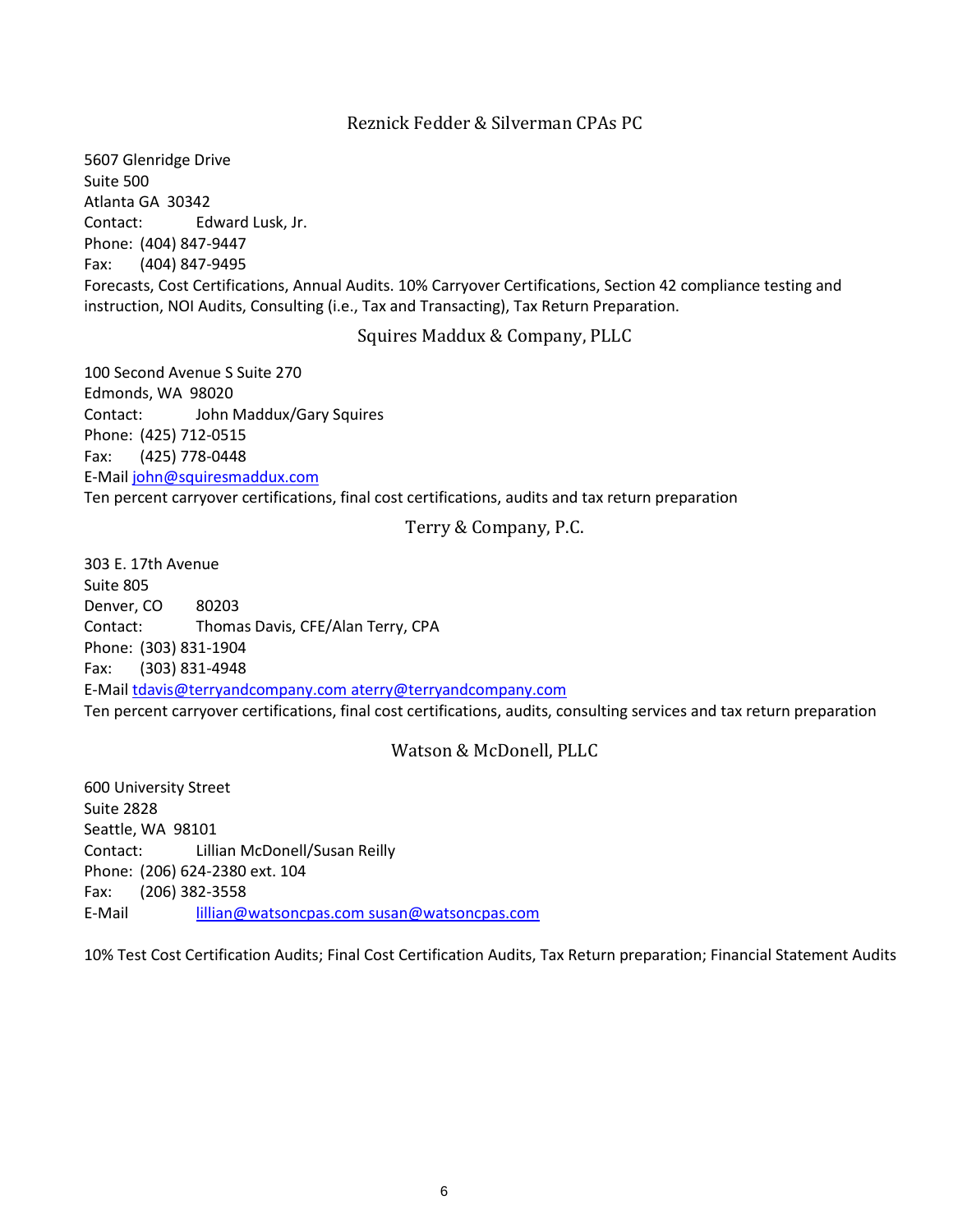## Reznick Fedder & Silverman CPAs PC

5607 Glenridge Drive
Suite 500
Atlanta GA 30342
Contact: Edward Lusk, Jr.
Phone: (404) 847-9447
Fax: (404) 847-9495
Forecasts, Cost Certifications, Annual Audits. 10% Carryover Certifications, Section 42 compliance testing and instruction, NOI Audits, Consulting (i.e., Tax and Transacting), Tax Return Preparation.

## Squires Maddux & Company, PLLC

100 Second Avenue S Suite 270
Edmonds, WA 98020
Contact: John Maddux/Gary Squires
Phone: (425) 712-0515
Fax: (425) 778-0448
E-Mail john@squiresmaddux.com
Ten percent carryover certifications, final cost certifications, audits and tax return preparation

## Terry & Company, P.C.

303 E. 17th Avenue
Suite 805
Denver, CO 80203
Contact: Thomas Davis, CFE/Alan Terry, CPA
Phone: (303) 831-1904
Fax: (303) 831-4948
E-Mail tdavis@terryandcompany.com aterry@terryandcompany.com
Ten percent carryover certifications, final cost certifications, audits, consulting services and tax return preparation

## Watson & McDonell, PLLC

600 University Street
Suite 2828
Seattle, WA 98101
Contact: Lillian McDonell/Susan Reilly
Phone: (206) 624-2380 ext. 104
Fax: (206) 382-3558
E-Mail lillian@watsoncpas.com susan@watsoncpas.com

10% Test Cost Certification Audits; Final Cost Certification Audits, Tax Return preparation; Financial Statement Audits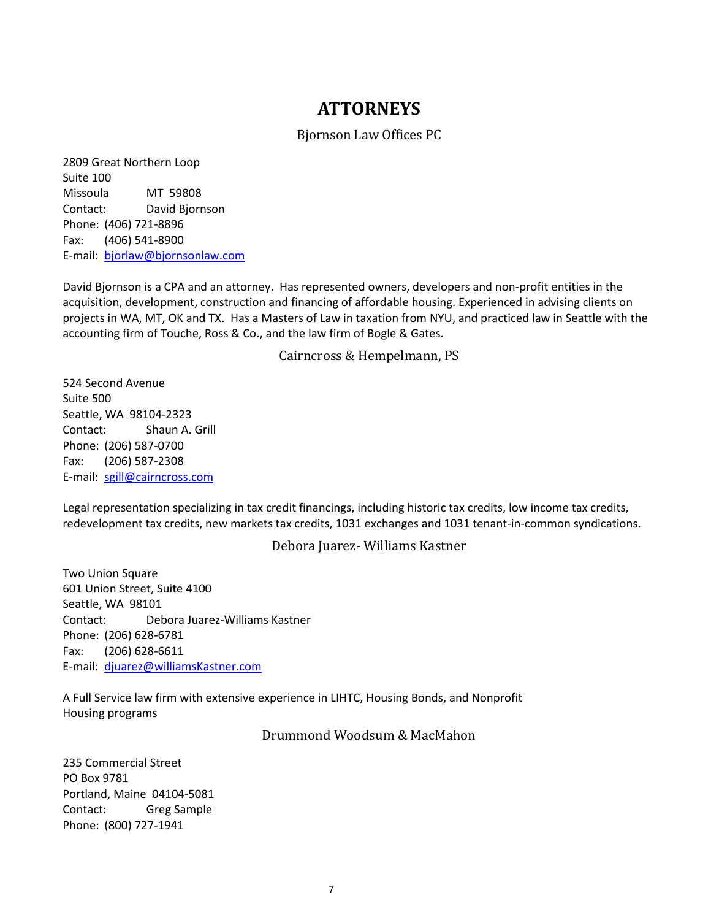# ATTORNEYS

## Bjornson Law Offices PC

2809 Great Northern Loop
Suite 100
Missoula MT 59808
Contact: David Bjornson
Phone: (406) 721-8896
Fax: (406) 541-8900
E-mail: bjorlaw@bjornsonlaw.com

David Bjornson is a CPA and an attorney. Has represented owners, developers and non-profit entities in the acquisition, development, construction and financing of affordable housing. Experienced in advising clients on projects in WA, MT, OK and TX. Has a Masters of Law in taxation from NYU, and practiced law in Seattle with the accounting firm of Touche, Ross & Co., and the law firm of Bogle & Gates.

## Cairncross & Hempelmann, PS

524 Second Avenue
Suite 500
Seattle, WA 98104-2323
Contact: Shaun A. Grill
Phone: (206) 587-0700
Fax: (206) 587-2308
E-mail: sgill@cairncross.com

Legal representation specializing in tax credit financings, including historic tax credits, low income tax credits, redevelopment tax credits, new markets tax credits, 1031 exchanges and 1031 tenant-in-common syndications.

## Debora Juarez- Williams Kastner

Two Union Square
601 Union Street, Suite 4100
Seattle, WA 98101
Contact: Debora Juarez-Williams Kastner
Phone: (206) 628-6781
Fax: (206) 628-6611
E-mail: djuarez@williamsKastner.com

A Full Service law firm with extensive experience in LIHTC, Housing Bonds, and Nonprofit Housing programs

## Drummond Woodsum & MacMahon

235 Commercial Street
PO Box 9781
Portland, Maine 04104-5081
Contact: Greg Sample
Phone: (800) 727-1941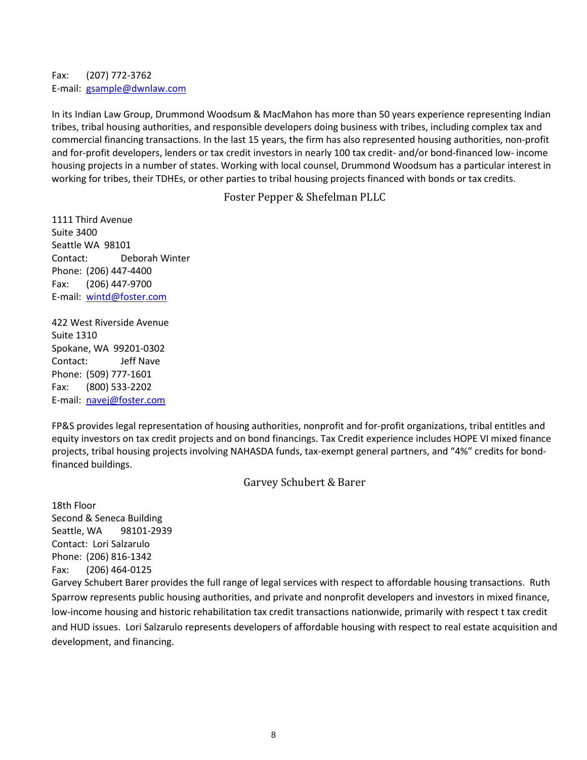Fax: (207) 772-3762
E-mail: gsample@dwnlaw.com

In its Indian Law Group, Drummond Woodsum & MacMahon has more than 50 years experience representing Indian tribes, tribal housing authorities, and responsible developers doing business with tribes, including complex tax and commercial financing transactions. In the last 15 years, the firm has also represented housing authorities, non-profit and for-profit developers, lenders or tax credit investors in nearly 100 tax credit- and/or bond-financed low- income housing projects in a number of states. Working with local counsel, Drummond Woodsum has a particular interest in working for tribes, their TDHEs, or other parties to tribal housing projects financed with bonds or tax credits.

## Foster Pepper & Shefelman PLLC

1111 Third Avenue
Suite 3400
Seattle WA 98101
Contact: Deborah Winter
Phone: (206) 447-4400
Fax: (206) 447-9700
E-mail: wintd@foster.com

422 West Riverside Avenue
Suite 1310
Spokane, WA 99201-0302
Contact: Jeff Nave
Phone: (509) 777-1601
Fax: (800) 533-2202
E-mail: navej@foster.com

FP&S provides legal representation of housing authorities, nonprofit and for-profit organizations, tribal entitles and equity investors on tax credit projects and on bond financings. Tax Credit experience includes HOPE VI mixed finance projects, tribal housing projects involving NAHASDA funds, tax-exempt general partners, and "4%" credits for bond-financed buildings.

## Garvey Schubert & Barer

18th Floor
Second & Seneca Building
Seattle, WA 98101-2939
Contact: Lori Salzarulo
Phone: (206) 816-1342
Fax: (206) 464-0125

Garvey Schubert Barer provides the full range of legal services with respect to affordable housing transactions. Ruth Sparrow represents public housing authorities, and private and nonprofit developers and investors in mixed finance, low-income housing and historic rehabilitation tax credit transactions nationwide, primarily with respect t tax credit and HUD issues. Lori Salzarulo represents developers of affordable housing with respect to real estate acquisition and development, and financing.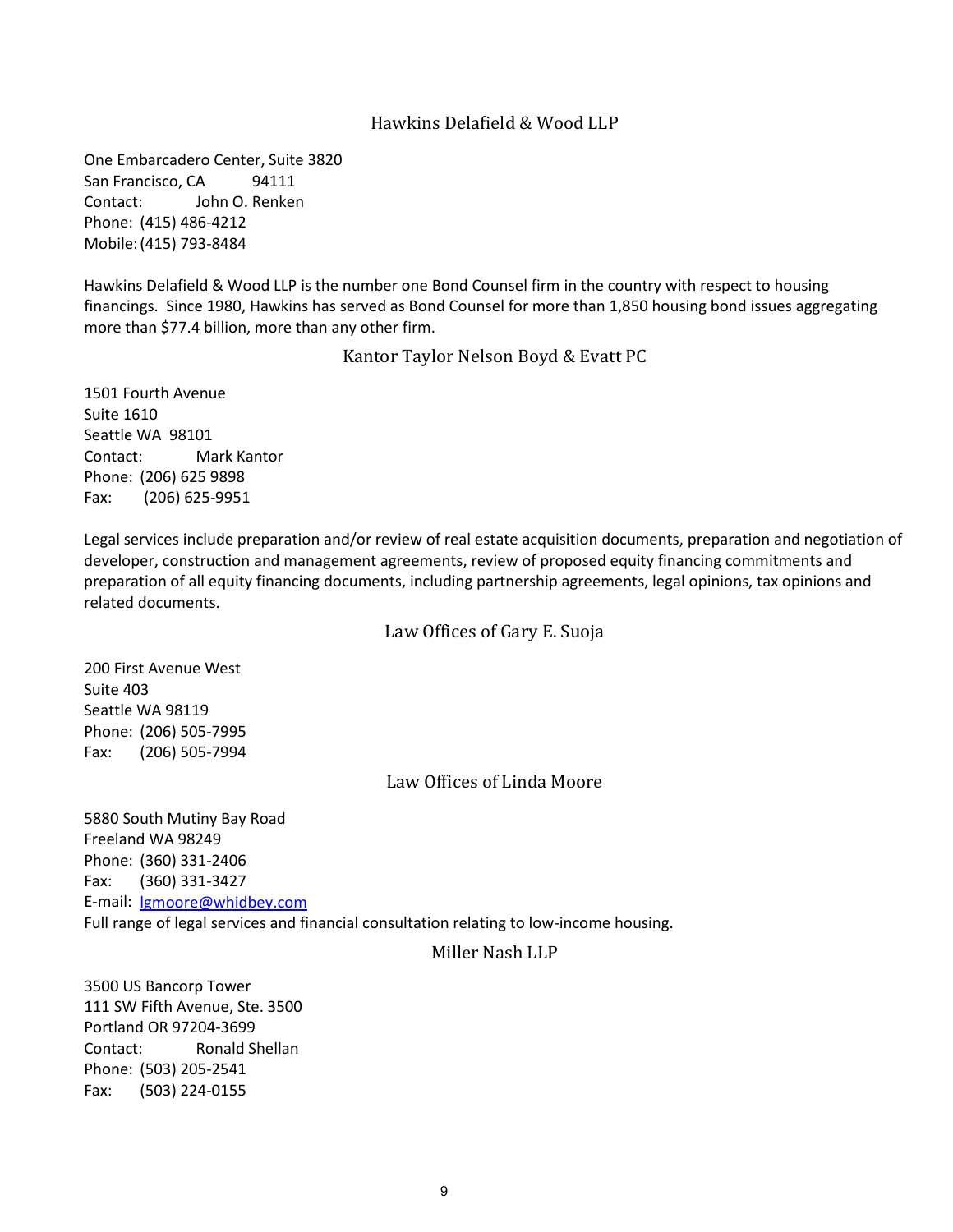## Hawkins Delafield & Wood LLP

One Embarcadero Center, Suite 3820  
San Francisco, CA 94111  
Contact: John O. Renken  
Phone: (415) 486-4212  
Mobile: (415) 793-8484

Hawkins Delafield & Wood LLP is the number one Bond Counsel firm in the country with respect to housing financings. Since 1980, Hawkins has served as Bond Counsel for more than 1,850 housing bond issues aggregating more than $77.4 billion, more than any other firm.

## Kantor Taylor Nelson Boyd & Evatt PC

1501 Fourth Avenue  
Suite 1610  
Seattle WA 98101  
Contact: Mark Kantor  
Phone: (206) 625 9898  
Fax: (206) 625-9951

Legal services include preparation and/or review of real estate acquisition documents, preparation and negotiation of developer, construction and management agreements, review of proposed equity financing commitments and preparation of all equity financing documents, including partnership agreements, legal opinions, tax opinions and related documents.

## Law Offices of Gary E. Suoja

200 First Avenue West  
Suite 403  
Seattle WA 98119  
Phone: (206) 505-7995  
Fax: (206) 505-7994

## Law Offices of Linda Moore

5880 South Mutiny Bay Road  
Freeland WA 98249  
Phone: (360) 331-2406  
Fax: (360) 331-3427  
E-mail: lgmoore@whidbey.com  
Full range of legal services and financial consultation relating to low-income housing.

## Miller Nash LLP

3500 US Bancorp Tower  
111 SW Fifth Avenue, Ste. 3500  
Portland OR 97204-3699  
Contact: Ronald Shellan  
Phone: (503) 205-2541  
Fax: (503) 224-0155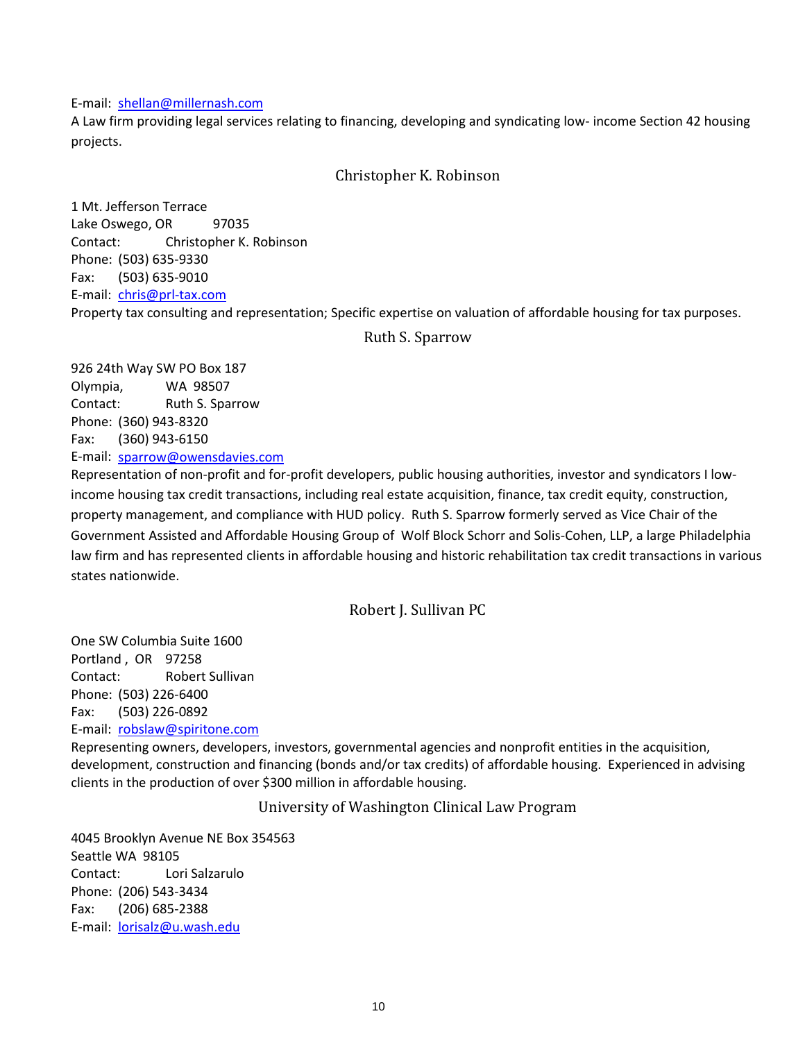E-mail: shellan@millernash.com

A Law firm providing legal services relating to financing, developing and syndicating low- income Section 42 housing projects.

## Christopher K. Robinson

1 Mt. Jefferson Terrace
Lake Oswego, OR 97035
Contact: Christopher K. Robinson
Phone: (503) 635-9330
Fax: (503) 635-9010
E-mail: chris@prl-tax.com

Property tax consulting and representation; Specific expertise on valuation of affordable housing for tax purposes.

## Ruth S. Sparrow

926 24th Way SW PO Box 187
Olympia, WA 98507
Contact: Ruth S. Sparrow
Phone: (360) 943-8320
Fax: (360) 943-6150
E-mail: sparrow@owensdavies.com

Representation of non-profit and for-profit developers, public housing authorities, investor and syndicators I low-income housing tax credit transactions, including real estate acquisition, finance, tax credit equity, construction, property management, and compliance with HUD policy. Ruth S. Sparrow formerly served as Vice Chair of the Government Assisted and Affordable Housing Group of Wolf Block Schorr and Solis-Cohen, LLP, a large Philadelphia law firm and has represented clients in affordable housing and historic rehabilitation tax credit transactions in various states nationwide.

## Robert J. Sullivan PC

One SW Columbia Suite 1600
Portland , OR 97258
Contact: Robert Sullivan
Phone: (503) 226-6400
Fax: (503) 226-0892
E-mail: robslaw@spiritone.com

Representing owners, developers, investors, governmental agencies and nonprofit entities in the acquisition, development, construction and financing (bonds and/or tax credits) of affordable housing. Experienced in advising clients in the production of over $300 million in affordable housing.

## University of Washington Clinical Law Program

4045 Brooklyn Avenue NE Box 354563
Seattle WA 98105
Contact: Lori Salzarulo
Phone: (206) 543-3434
Fax: (206) 685-2388
E-mail: lorisalz@u.wash.edu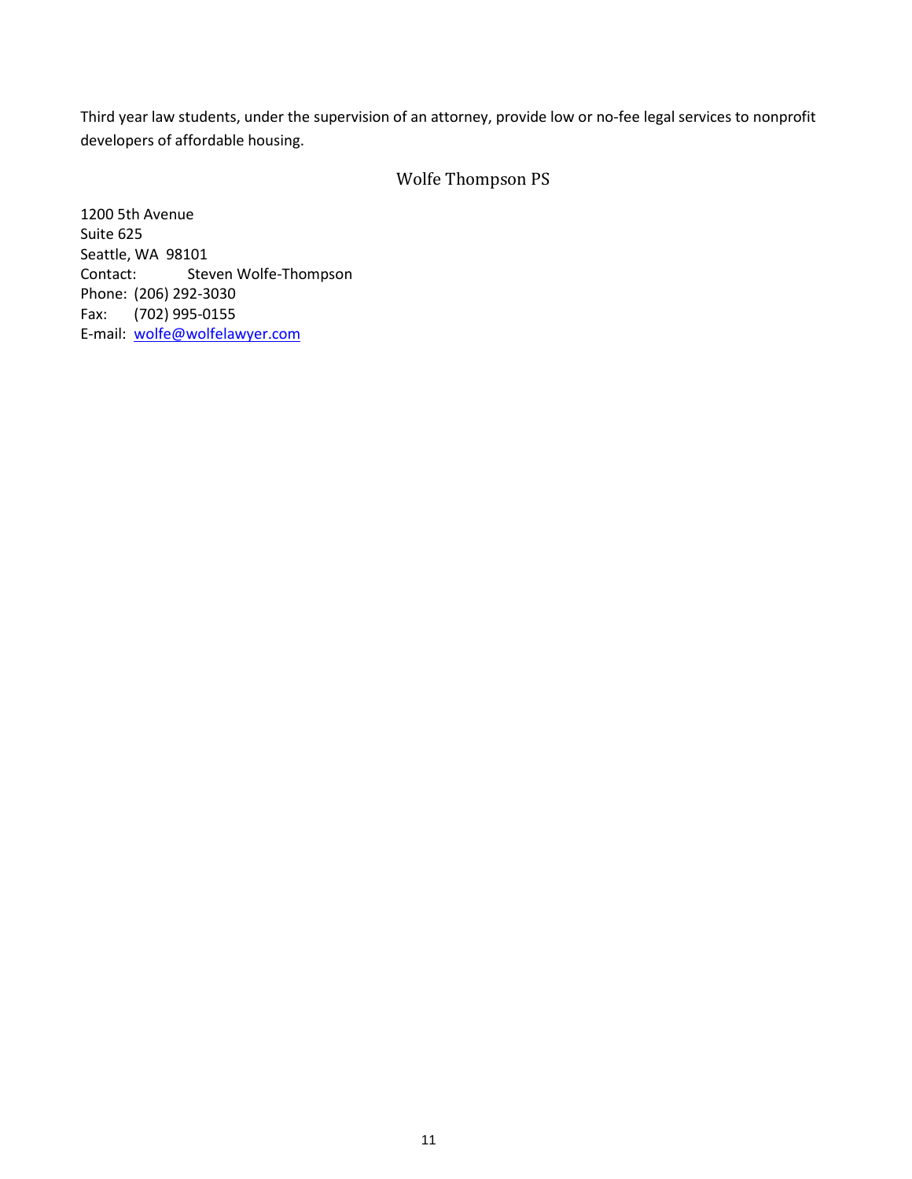Third year law students, under the supervision of an attorney, provide low or no-fee legal services to nonprofit developers of affordable housing.

## Wolfe Thompson PS

1200 5th Avenue
Suite 625
Seattle, WA 98101
Contact: Steven Wolfe-Thompson
Phone: (206) 292-3030
Fax: (702) 995-0155
E-mail: wolfe@wolfelawyer.com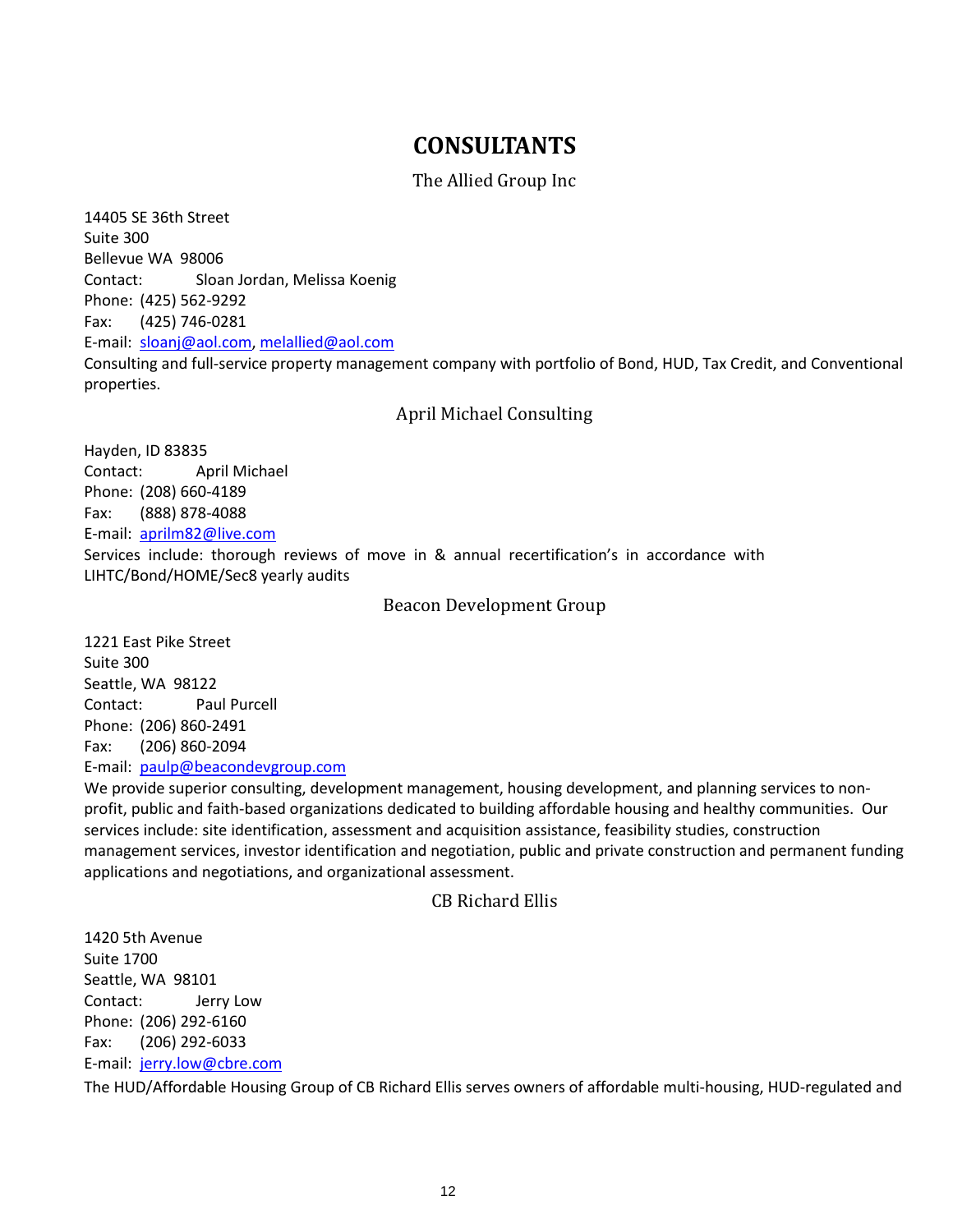# CONSULTANTS

## The Allied Group Inc

14405 SE 36th Street
Suite 300
Bellevue WA 98006
Contact: Sloan Jordan, Melissa Koenig
Phone: (425) 562-9292
Fax: (425) 746-0281
E-mail: sloanj@aol.com, melallied@aol.com
Consulting and full-service property management company with portfolio of Bond, HUD, Tax Credit, and Conventional properties.

## April Michael Consulting

Hayden, ID 83835
Contact: April Michael
Phone: (208) 660-4189
Fax: (888) 878-4088
E-mail: aprilm82@live.com
Services include: thorough reviews of move in & annual recertification's in accordance with LIHTC/Bond/HOME/Sec8 yearly audits

## Beacon Development Group

1221 East Pike Street
Suite 300
Seattle, WA 98122
Contact: Paul Purcell
Phone: (206) 860-2491
Fax: (206) 860-2094
E-mail: paulp@beacondevgroup.com
We provide superior consulting, development management, housing development, and planning services to non-profit, public and faith-based organizations dedicated to building affordable housing and healthy communities. Our services include: site identification, assessment and acquisition assistance, feasibility studies, construction management services, investor identification and negotiation, public and private construction and permanent funding applications and negotiations, and organizational assessment.

## CB Richard Ellis

1420 5th Avenue
Suite 1700
Seattle, WA 98101
Contact: Jerry Low
Phone: (206) 292-6160
Fax: (206) 292-6033
E-mail: jerry.low@cbre.com
The HUD/Affordable Housing Group of CB Richard Ellis serves owners of affordable multi-housing, HUD-regulated and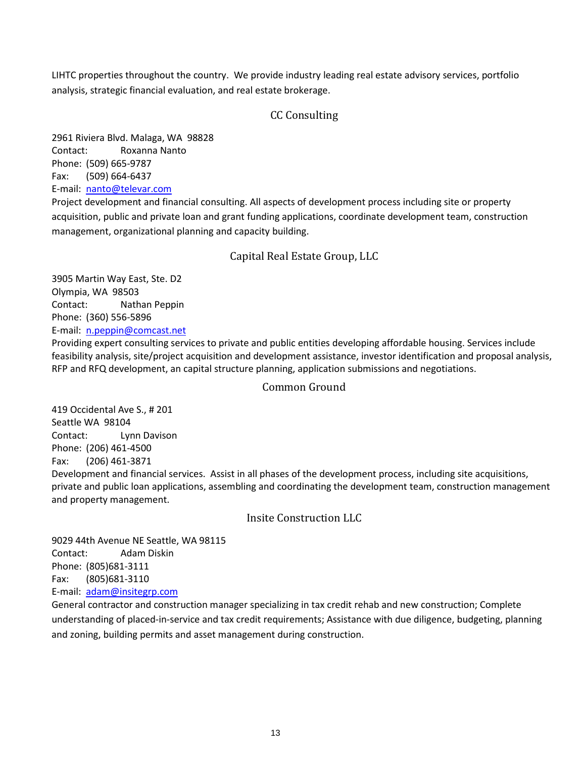LIHTC properties throughout the country. We provide industry leading real estate advisory services, portfolio analysis, strategic financial evaluation, and real estate brokerage.

## CC Consulting

2961 Riviera Blvd. Malaga, WA 98828
Contact: Roxanna Nanto
Phone: (509) 665-9787
Fax: (509) 664-6437
E-mail: nanto@televar.com
Project development and financial consulting. All aspects of development process including site or property acquisition, public and private loan and grant funding applications, coordinate development team, construction management, organizational planning and capacity building.

## Capital Real Estate Group, LLC

3905 Martin Way East, Ste. D2
Olympia, WA 98503
Contact: Nathan Peppin
Phone: (360) 556-5896
E-mail: n.peppin@comcast.net
Providing expert consulting services to private and public entities developing affordable housing. Services include feasibility analysis, site/project acquisition and development assistance, investor identification and proposal analysis, RFP and RFQ development, an capital structure planning, application submissions and negotiations.

## Common Ground

419 Occidental Ave S., # 201
Seattle WA 98104
Contact: Lynn Davison
Phone: (206) 461-4500
Fax: (206) 461-3871
Development and financial services. Assist in all phases of the development process, including site acquisitions, private and public loan applications, assembling and coordinating the development team, construction management and property management.

## Insite Construction LLC

9029 44th Avenue NE Seattle, WA 98115
Contact: Adam Diskin
Phone: (805)681-3111
Fax: (805)681-3110
E-mail: adam@insitegrp.com
General contractor and construction manager specializing in tax credit rehab and new construction; Complete understanding of placed-in-service and tax credit requirements; Assistance with due diligence, budgeting, planning and zoning, building permits and asset management during construction.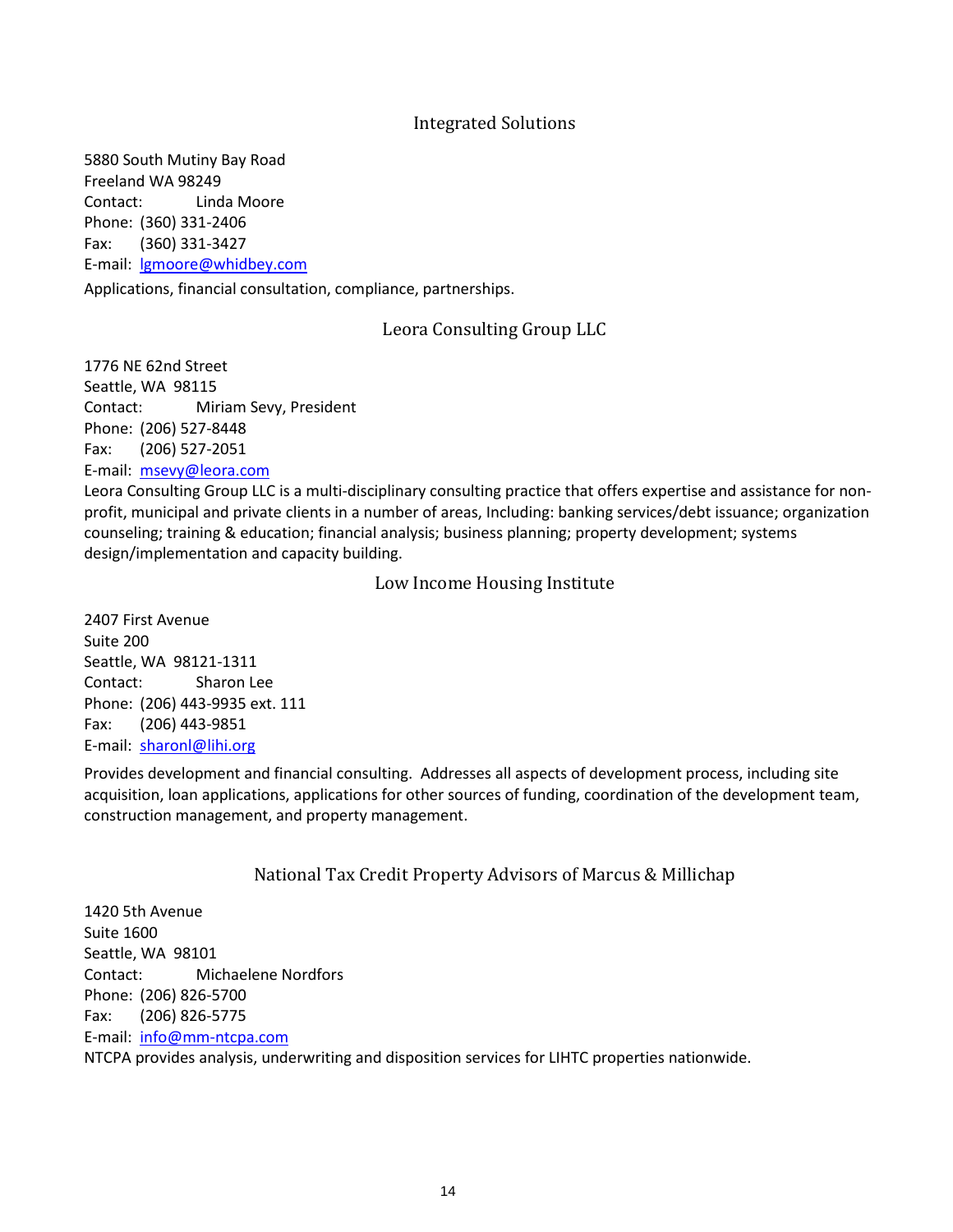## Integrated Solutions

5880 South Mutiny Bay Road
Freeland WA 98249
Contact: Linda Moore
Phone: (360) 331-2406
Fax: (360) 331-3427
E-mail: lgmoore@whidbey.com

Applications, financial consultation, compliance, partnerships.

## Leora Consulting Group LLC

1776 NE 62nd Street
Seattle, WA 98115
Contact: Miriam Sevy, President
Phone: (206) 527-8448
Fax: (206) 527-2051
E-mail: msevy@leora.com

Leora Consulting Group LLC is a multi-disciplinary consulting practice that offers expertise and assistance for non-profit, municipal and private clients in a number of areas, Including: banking services/debt issuance; organization counseling; training & education; financial analysis; business planning; property development; systems design/implementation and capacity building.

## Low Income Housing Institute

2407 First Avenue
Suite 200
Seattle, WA 98121-1311
Contact: Sharon Lee
Phone: (206) 443-9935 ext. 111
Fax: (206) 443-9851
E-mail: sharonl@lihi.org

Provides development and financial consulting. Addresses all aspects of development process, including site acquisition, loan applications, applications for other sources of funding, coordination of the development team, construction management, and property management.

## National Tax Credit Property Advisors of Marcus & Millichap

1420 5th Avenue
Suite 1600
Seattle, WA 98101
Contact: Michaelene Nordfors
Phone: (206) 826-5700
Fax: (206) 826-5775
E-mail: info@mm-ntcpa.com

NTCPA provides analysis, underwriting and disposition services for LIHTC properties nationwide.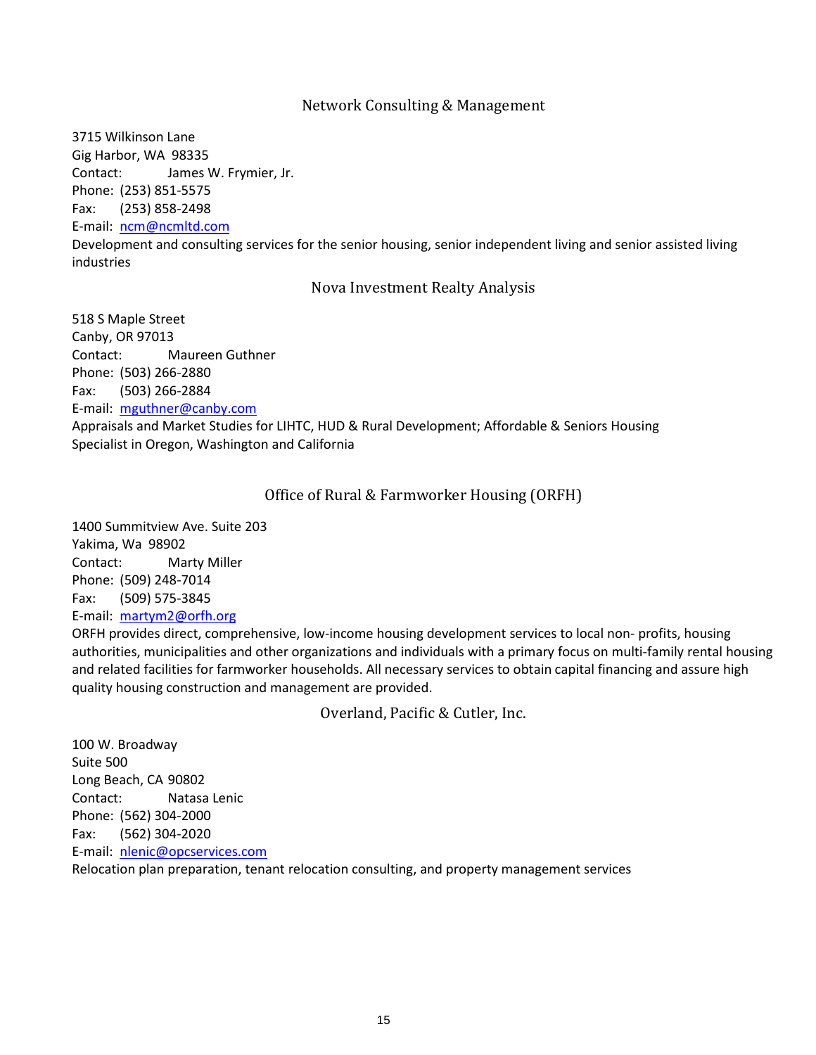## Network Consulting & Management

3715 Wilkinson Lane
Gig Harbor, WA 98335
Contact: James W. Frymier, Jr.
Phone: (253) 851-5575
Fax: (253) 858-2498
E-mail: ncm@ncmltd.com
Development and consulting services for the senior housing, senior independent living and senior assisted living industries

## Nova Investment Realty Analysis

518 S Maple Street
Canby, OR 97013
Contact: Maureen Guthner
Phone: (503) 266-2880
Fax: (503) 266-2884
E-mail: mguthner@canby.com
Appraisals and Market Studies for LIHTC, HUD & Rural Development; Affordable & Seniors Housing Specialist in Oregon, Washington and California

## Office of Rural & Farmworker Housing (ORFH)

1400 Summitview Ave. Suite 203
Yakima, Wa 98902
Contact: Marty Miller
Phone: (509) 248-7014
Fax: (509) 575-3845
E-mail: martym2@orfh.org
ORFH provides direct, comprehensive, low-income housing development services to local non- profits, housing authorities, municipalities and other organizations and individuals with a primary focus on multi-family rental housing and related facilities for farmworker households. All necessary services to obtain capital financing and assure high quality housing construction and management are provided.

## Overland, Pacific & Cutler, Inc.

100 W. Broadway
Suite 500
Long Beach, CA 90802
Contact: Natasa Lenic
Phone: (562) 304-2000
Fax: (562) 304-2020
E-mail: nlenic@opcservices.com
Relocation plan preparation, tenant relocation consulting, and property management services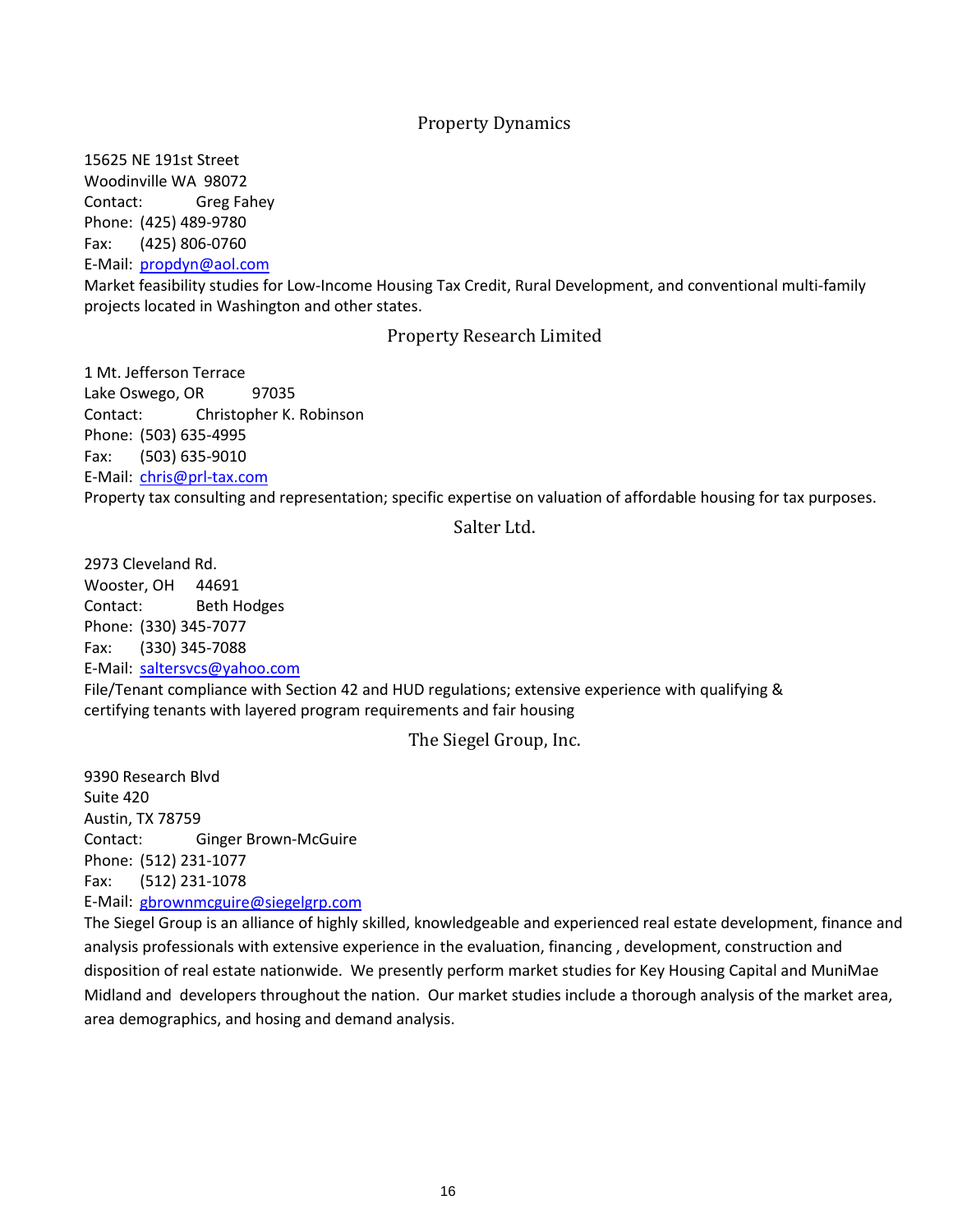## Property Dynamics

15625 NE 191st Street
Woodinville WA 98072
Contact: Greg Fahey
Phone: (425) 489-9780
Fax: (425) 806-0760
E-Mail: propdyn@aol.com
Market feasibility studies for Low-Income Housing Tax Credit, Rural Development, and conventional multi-family projects located in Washington and other states.

## Property Research Limited

1 Mt. Jefferson Terrace
Lake Oswego, OR 97035
Contact: Christopher K. Robinson
Phone: (503) 635-4995
Fax: (503) 635-9010
E-Mail: chris@prl-tax.com
Property tax consulting and representation; specific expertise on valuation of affordable housing for tax purposes.

## Salter Ltd.

2973 Cleveland Rd.
Wooster, OH 44691
Contact: Beth Hodges
Phone: (330) 345-7077
Fax: (330) 345-7088
E-Mail: saltersvcs@yahoo.com
File/Tenant compliance with Section 42 and HUD regulations; extensive experience with qualifying & certifying tenants with layered program requirements and fair housing

## The Siegel Group, Inc.

9390 Research Blvd
Suite 420
Austin, TX 78759
Contact: Ginger Brown-McGuire
Phone: (512) 231-1077
Fax: (512) 231-1078
E-Mail: gbrownmcguire@siegelgrp.com
The Siegel Group is an alliance of highly skilled, knowledgeable and experienced real estate development, finance and analysis professionals with extensive experience in the evaluation, financing , development, construction and disposition of real estate nationwide. We presently perform market studies for Key Housing Capital and MuniMae Midland and developers throughout the nation. Our market studies include a thorough analysis of the market area, area demographics, and hosing and demand analysis.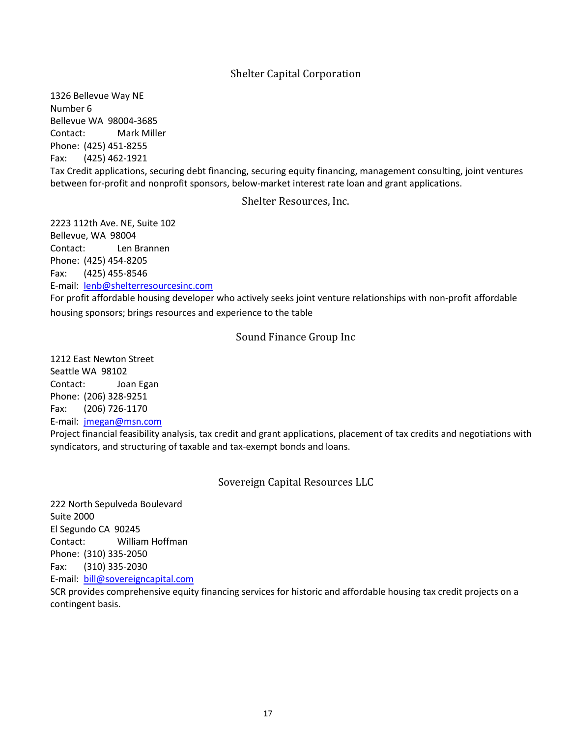## Shelter Capital Corporation

1326 Bellevue Way NE
Number 6
Bellevue WA 98004-3685
Contact: Mark Miller
Phone: (425) 451-8255
Fax: (425) 462-1921
Tax Credit applications, securing debt financing, securing equity financing, management consulting, joint ventures between for-profit and nonprofit sponsors, below-market interest rate loan and grant applications.

## Shelter Resources, Inc.

2223 112th Ave. NE, Suite 102
Bellevue, WA 98004
Contact: Len Brannen
Phone: (425) 454-8205
Fax: (425) 455-8546
E-mail: lenb@shelterresourcesinc.com
For profit affordable housing developer who actively seeks joint venture relationships with non-profit affordable housing sponsors; brings resources and experience to the table

## Sound Finance Group Inc

1212 East Newton Street
Seattle WA 98102
Contact: Joan Egan
Phone: (206) 328-9251
Fax: (206) 726-1170
E-mail: jmegan@msn.com
Project financial feasibility analysis, tax credit and grant applications, placement of tax credits and negotiations with syndicators, and structuring of taxable and tax-exempt bonds and loans.

## Sovereign Capital Resources LLC

222 North Sepulveda Boulevard
Suite 2000
El Segundo CA 90245
Contact: William Hoffman
Phone: (310) 335-2050
Fax: (310) 335-2030
E-mail: bill@sovereigncapital.com
SCR provides comprehensive equity financing services for historic and affordable housing tax credit projects on a contingent basis.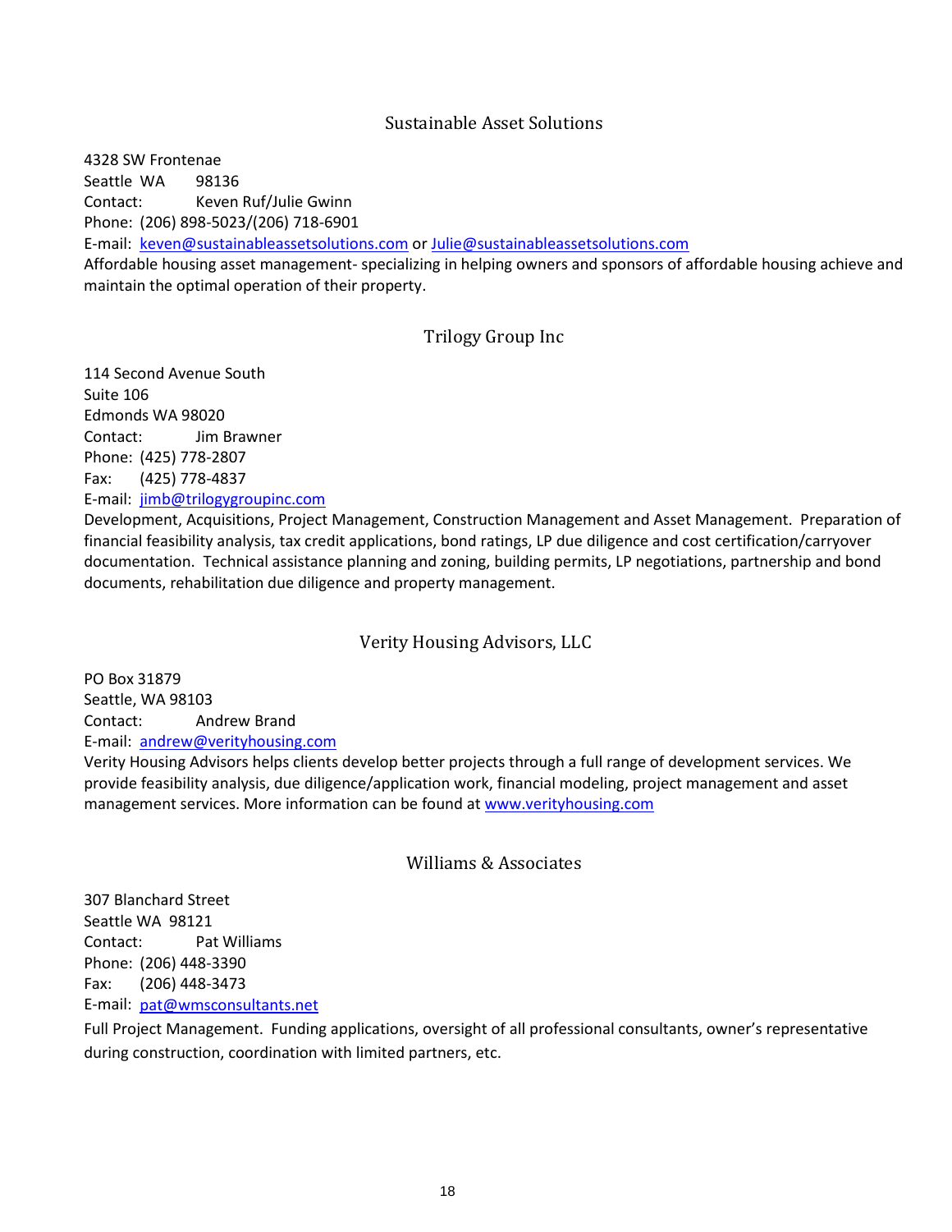## Sustainable Asset Solutions

4328 SW Frontenae
Seattle WA 98136
Contact: Keven Ruf/Julie Gwinn
Phone: (206) 898-5023/(206) 718-6901
E-mail: keven@sustainableassetsolutions.com or Julie@sustainableassetsolutions.com
Affordable housing asset management- specializing in helping owners and sponsors of affordable housing achieve and maintain the optimal operation of their property.

## Trilogy Group Inc

114 Second Avenue South
Suite 106
Edmonds WA 98020
Contact: Jim Brawner
Phone: (425) 778-2807
Fax: (425) 778-4837
E-mail: jimb@trilogygroupinc.com
Development, Acquisitions, Project Management, Construction Management and Asset Management. Preparation of financial feasibility analysis, tax credit applications, bond ratings, LP due diligence and cost certification/carryover documentation. Technical assistance planning and zoning, building permits, LP negotiations, partnership and bond documents, rehabilitation due diligence and property management.

## Verity Housing Advisors, LLC

PO Box 31879
Seattle, WA 98103
Contact: Andrew Brand
E-mail: andrew@verityhousing.com
Verity Housing Advisors helps clients develop better projects through a full range of development services. We provide feasibility analysis, due diligence/application work, financial modeling, project management and asset management services. More information can be found at www.verityhousing.com

## Williams & Associates

307 Blanchard Street
Seattle WA 98121
Contact: Pat Williams
Phone: (206) 448-3390
Fax: (206) 448-3473
E-mail: pat@wmsconsultants.net
Full Project Management. Funding applications, oversight of all professional consultants, owner's representative during construction, coordination with limited partners, etc.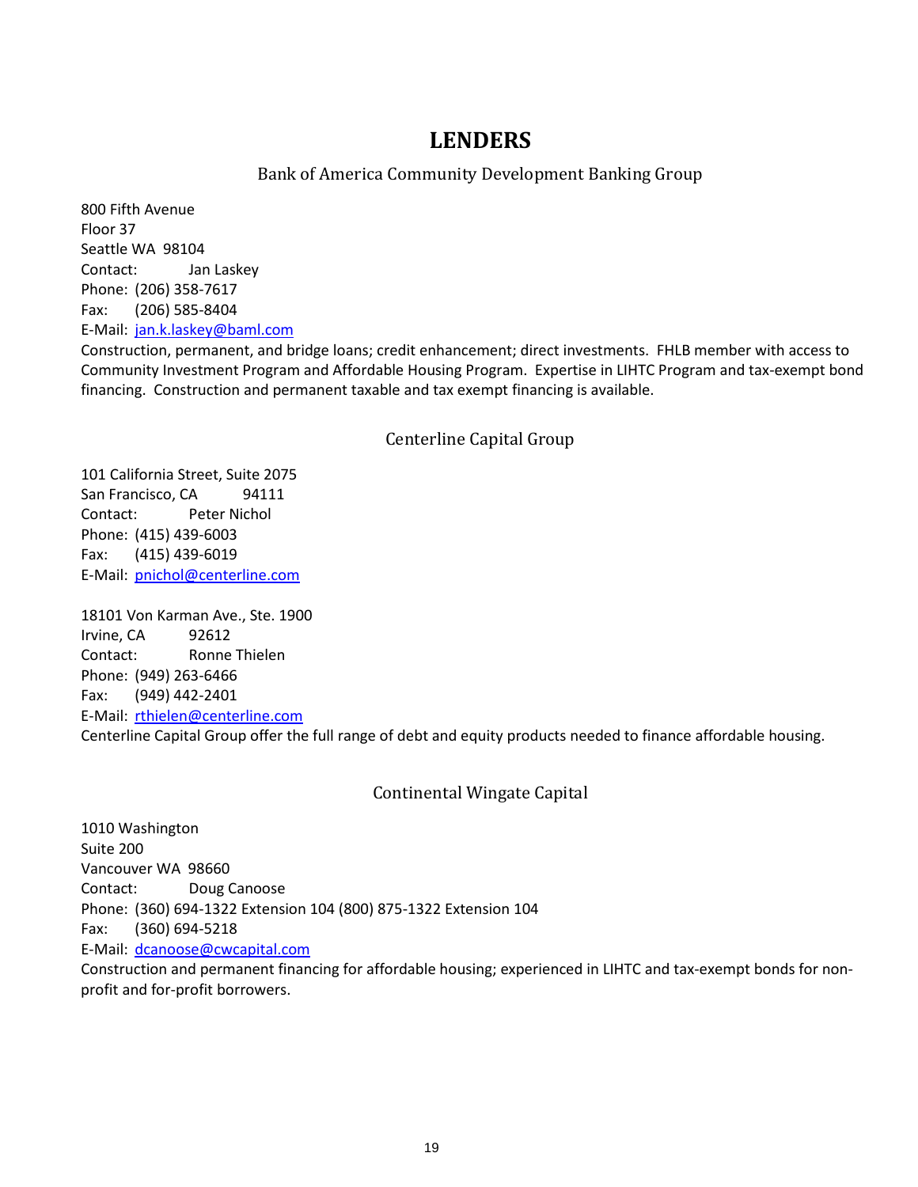# LENDERS

## Bank of America Community Development Banking Group

800 Fifth Avenue
Floor 37
Seattle WA 98104
Contact: Jan Laskey
Phone: (206) 358-7617
Fax: (206) 585-8404
E-Mail: jan.k.laskey@baml.com
Construction, permanent, and bridge loans; credit enhancement; direct investments. FHLB member with access to Community Investment Program and Affordable Housing Program. Expertise in LIHTC Program and tax-exempt bond financing. Construction and permanent taxable and tax exempt financing is available.

## Centerline Capital Group

101 California Street, Suite 2075
San Francisco, CA 94111
Contact: Peter Nichol
Phone: (415) 439-6003
Fax: (415) 439-6019
E-Mail: pnichol@centerline.com

18101 Von Karman Ave., Ste. 1900
Irvine, CA 92612
Contact: Ronne Thielen
Phone: (949) 263-6466
Fax: (949) 442-2401
E-Mail: rthielen@centerline.com
Centerline Capital Group offer the full range of debt and equity products needed to finance affordable housing.

## Continental Wingate Capital

1010 Washington
Suite 200
Vancouver WA 98660
Contact: Doug Canoose
Phone: (360) 694-1322 Extension 104 (800) 875-1322 Extension 104
Fax: (360) 694-5218
E-Mail: dcanoose@cwcapital.com
Construction and permanent financing for affordable housing; experienced in LIHTC and tax-exempt bonds for non-profit and for-profit borrowers.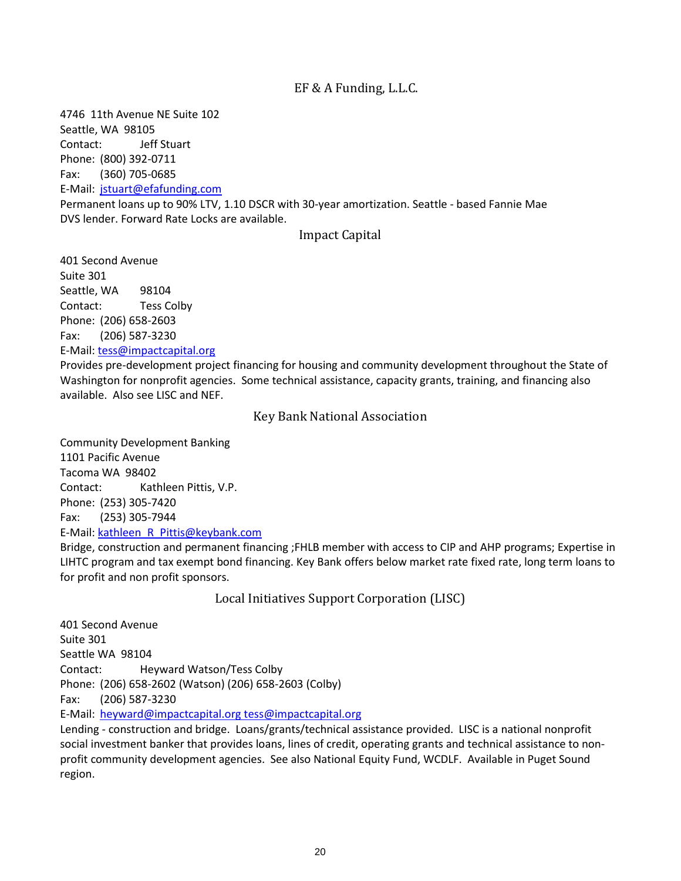## EF & A Funding, L.L.C.

4746 11th Avenue NE Suite 102
Seattle, WA 98105
Contact: Jeff Stuart
Phone: (800) 392-0711
Fax: (360) 705-0685
E-Mail: jstuart@efafunding.com
Permanent loans up to 90% LTV, 1.10 DSCR with 30-year amortization. Seattle - based Fannie Mae DVS lender. Forward Rate Locks are available.

## Impact Capital

401 Second Avenue
Suite 301
Seattle, WA 98104
Contact: Tess Colby
Phone: (206) 658-2603
Fax: (206) 587-3230
E-Mail: tess@impactcapital.org
Provides pre-development project financing for housing and community development throughout the State of Washington for nonprofit agencies. Some technical assistance, capacity grants, training, and financing also available. Also see LISC and NEF.

## Key Bank National Association

Community Development Banking
1101 Pacific Avenue
Tacoma WA 98402
Contact: Kathleen Pittis, V.P.
Phone: (253) 305-7420
Fax: (253) 305-7944
E-Mail: kathleen_R_Pittis@keybank.com
Bridge, construction and permanent financing ;FHLB member with access to CIP and AHP programs; Expertise in LIHTC program and tax exempt bond financing. Key Bank offers below market rate fixed rate, long term loans to for profit and non profit sponsors.

## Local Initiatives Support Corporation (LISC)

401 Second Avenue
Suite 301
Seattle WA 98104
Contact: Heyward Watson/Tess Colby
Phone: (206) 658-2602 (Watson) (206) 658-2603 (Colby)
Fax: (206) 587-3230
E-Mail: heyward@impactcapital.org tess@impactcapital.org
Lending - construction and bridge. Loans/grants/technical assistance provided. LISC is a national nonprofit social investment banker that provides loans, lines of credit, operating grants and technical assistance to non-profit community development agencies. See also National Equity Fund, WCDLF. Available in Puget Sound region.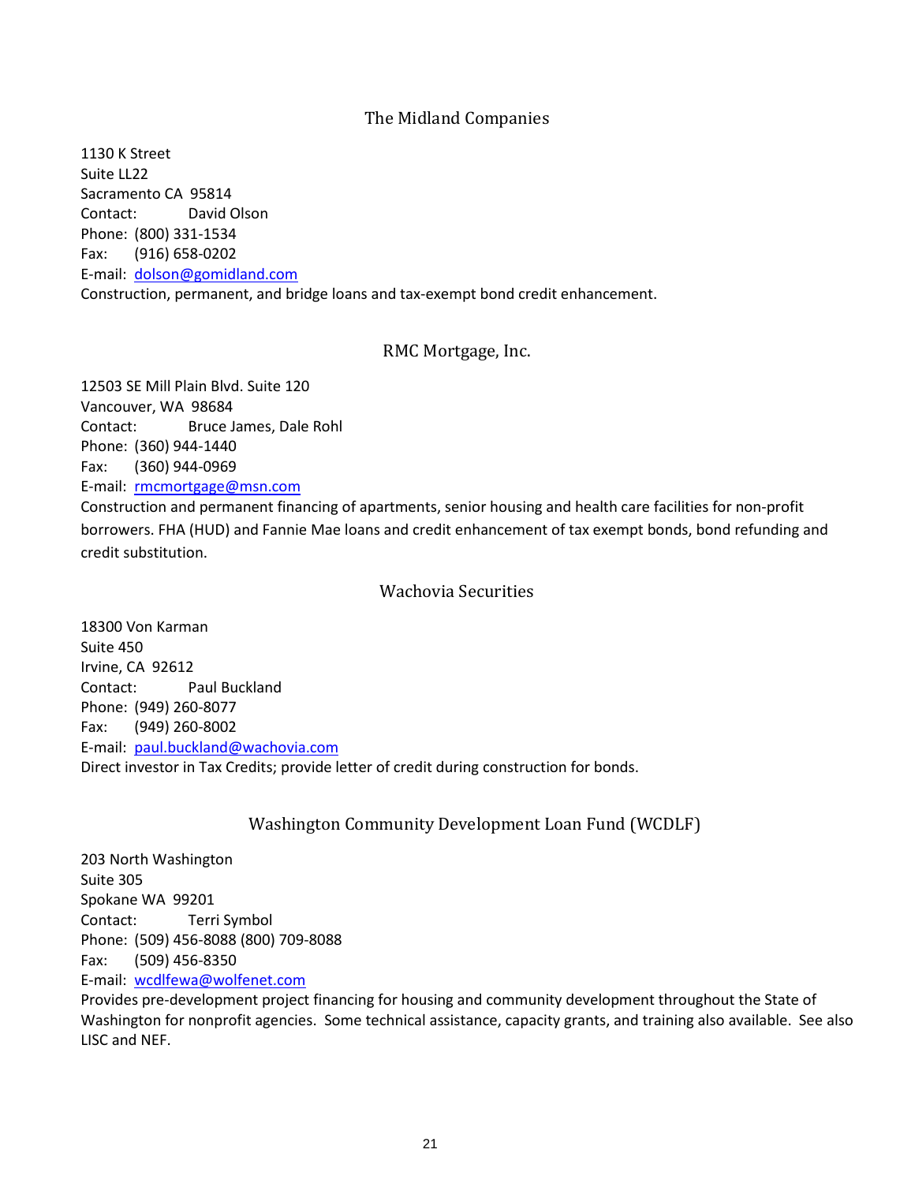## The Midland Companies

1130 K Street
Suite LL22
Sacramento CA 95814
Contact: David Olson
Phone: (800) 331-1534
Fax: (916) 658-0202
E-mail: dolson@gomidland.com
Construction, permanent, and bridge loans and tax-exempt bond credit enhancement.

## RMC Mortgage, Inc.

12503 SE Mill Plain Blvd. Suite 120
Vancouver, WA 98684
Contact: Bruce James, Dale Rohl
Phone: (360) 944-1440
Fax: (360) 944-0969
E-mail: rmcmortgage@msn.com
Construction and permanent financing of apartments, senior housing and health care facilities for non-profit borrowers. FHA (HUD) and Fannie Mae loans and credit enhancement of tax exempt bonds, bond refunding and credit substitution.

## Wachovia Securities

18300 Von Karman
Suite 450
Irvine, CA 92612
Contact: Paul Buckland
Phone: (949) 260-8077
Fax: (949) 260-8002
E-mail: paul.buckland@wachovia.com
Direct investor in Tax Credits; provide letter of credit during construction for bonds.

## Washington Community Development Loan Fund (WCDLF)

203 North Washington
Suite 305
Spokane WA 99201
Contact: Terri Symbol
Phone: (509) 456-8088 (800) 709-8088
Fax: (509) 456-8350
E-mail: wcdlfewa@wolfenet.com
Provides pre-development project financing for housing and community development throughout the State of Washington for nonprofit agencies. Some technical assistance, capacity grants, and training also available. See also LISC and NEF.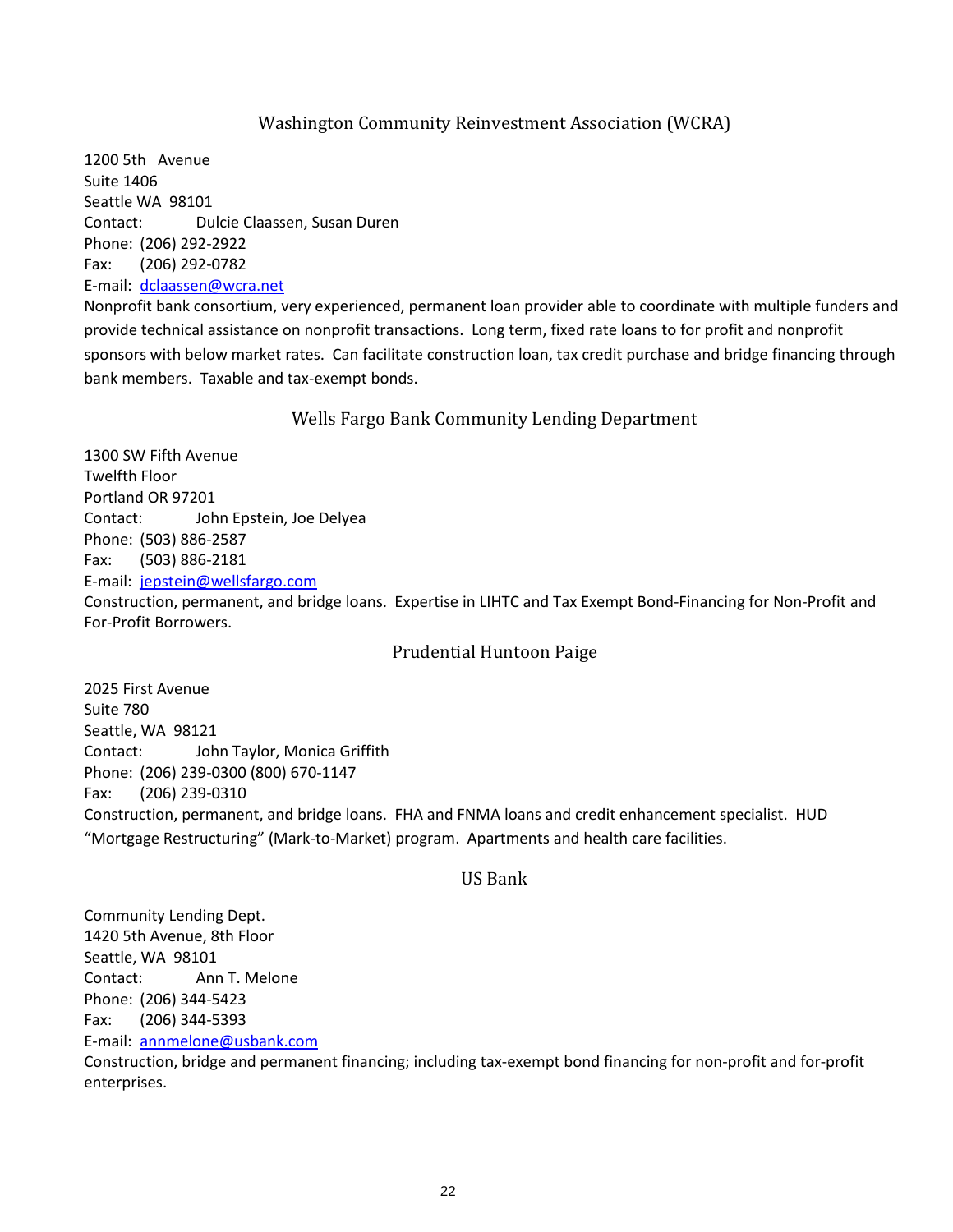## Washington Community Reinvestment Association (WCRA)

1200 5th Avenue
Suite 1406
Seattle WA 98101
Contact: Dulcie Claassen, Susan Duren
Phone: (206) 292-2922
Fax: (206) 292-0782
E-mail: dclaassen@wcra.net

Nonprofit bank consortium, very experienced, permanent loan provider able to coordinate with multiple funders and provide technical assistance on nonprofit transactions. Long term, fixed rate loans to for profit and nonprofit sponsors with below market rates. Can facilitate construction loan, tax credit purchase and bridge financing through bank members. Taxable and tax-exempt bonds.

## Wells Fargo Bank Community Lending Department

1300 SW Fifth Avenue
Twelfth Floor
Portland OR 97201
Contact: John Epstein, Joe Delyea
Phone: (503) 886-2587
Fax: (503) 886-2181
E-mail: jepstein@wellsfargo.com

Construction, permanent, and bridge loans. Expertise in LIHTC and Tax Exempt Bond-Financing for Non-Profit and For-Profit Borrowers.

## Prudential Huntoon Paige

2025 First Avenue
Suite 780
Seattle, WA 98121
Contact: John Taylor, Monica Griffith
Phone: (206) 239-0300 (800) 670-1147
Fax: (206) 239-0310

Construction, permanent, and bridge loans. FHA and FNMA loans and credit enhancement specialist. HUD "Mortgage Restructuring" (Mark-to-Market) program. Apartments and health care facilities.

## US Bank

Community Lending Dept.
1420 5th Avenue, 8th Floor
Seattle, WA 98101
Contact: Ann T. Melone
Phone: (206) 344-5423
Fax: (206) 344-5393
E-mail: annmelone@usbank.com

Construction, bridge and permanent financing; including tax-exempt bond financing for non-profit and for-profit enterprises.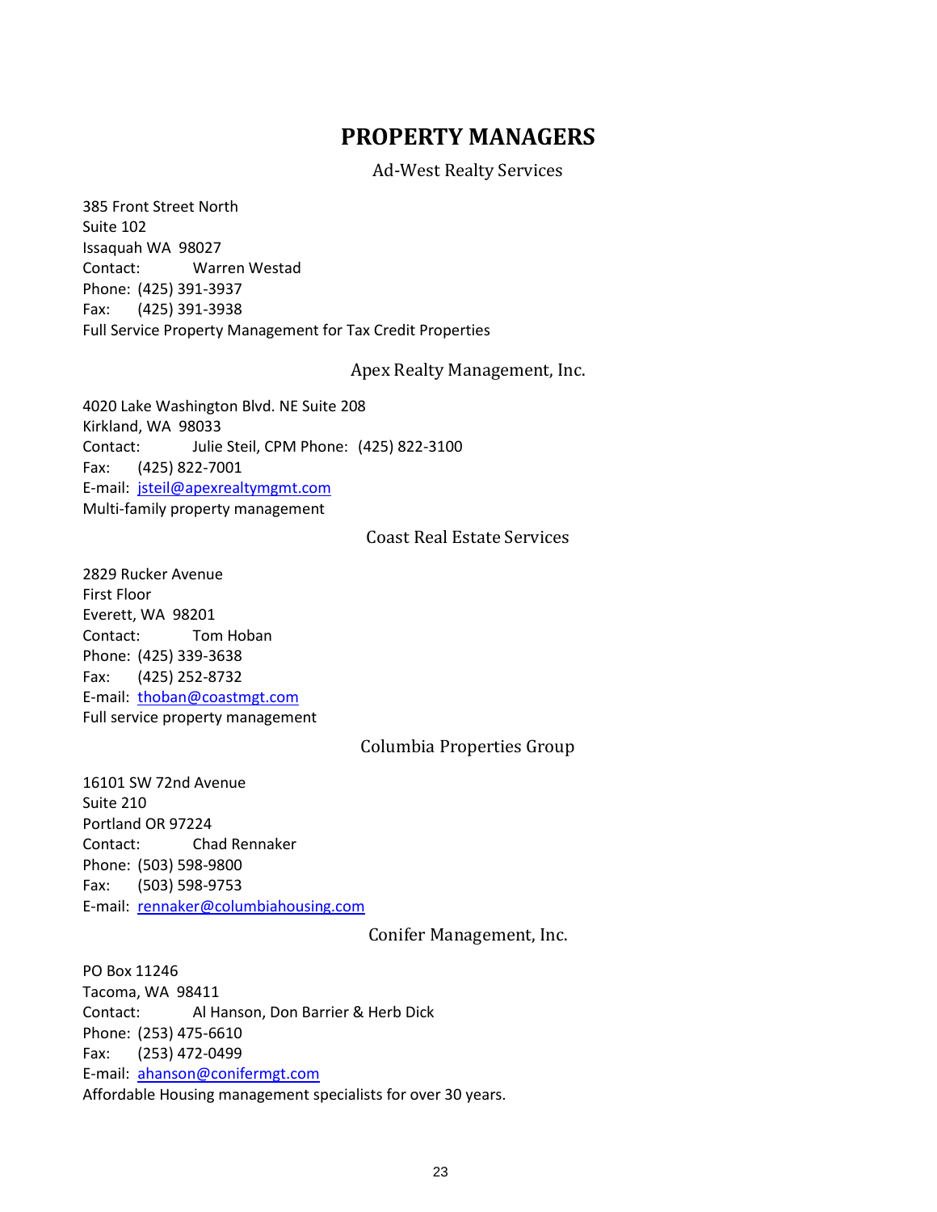# PROPERTY MANAGERS

### Ad-West Realty Services

385 Front Street North
Suite 102
Issaquah WA 98027
Contact: Warren Westad
Phone: (425) 391-3937
Fax: (425) 391-3938
Full Service Property Management for Tax Credit Properties

### Apex Realty Management, Inc.

4020 Lake Washington Blvd. NE Suite 208
Kirkland, WA 98033
Contact: Julie Steil, CPM Phone: (425) 822-3100
Fax: (425) 822-7001
E-mail: jsteil@apexrealtymgmt.com
Multi-family property management

### Coast Real Estate Services

2829 Rucker Avenue
First Floor
Everett, WA 98201
Contact: Tom Hoban
Phone: (425) 339-3638
Fax: (425) 252-8732
E-mail: thoban@coastmgt.com
Full service property management

### Columbia Properties Group

16101 SW 72nd Avenue
Suite 210
Portland OR 97224
Contact: Chad Rennaker
Phone: (503) 598-9800
Fax: (503) 598-9753
E-mail: rennaker@columbiahousing.com

### Conifer Management, Inc.

PO Box 11246
Tacoma, WA 98411
Contact: Al Hanson, Don Barrier & Herb Dick
Phone: (253) 475-6610
Fax: (253) 472-0499
E-mail: ahanson@conifermgt.com
Affordable Housing management specialists for over 30 years.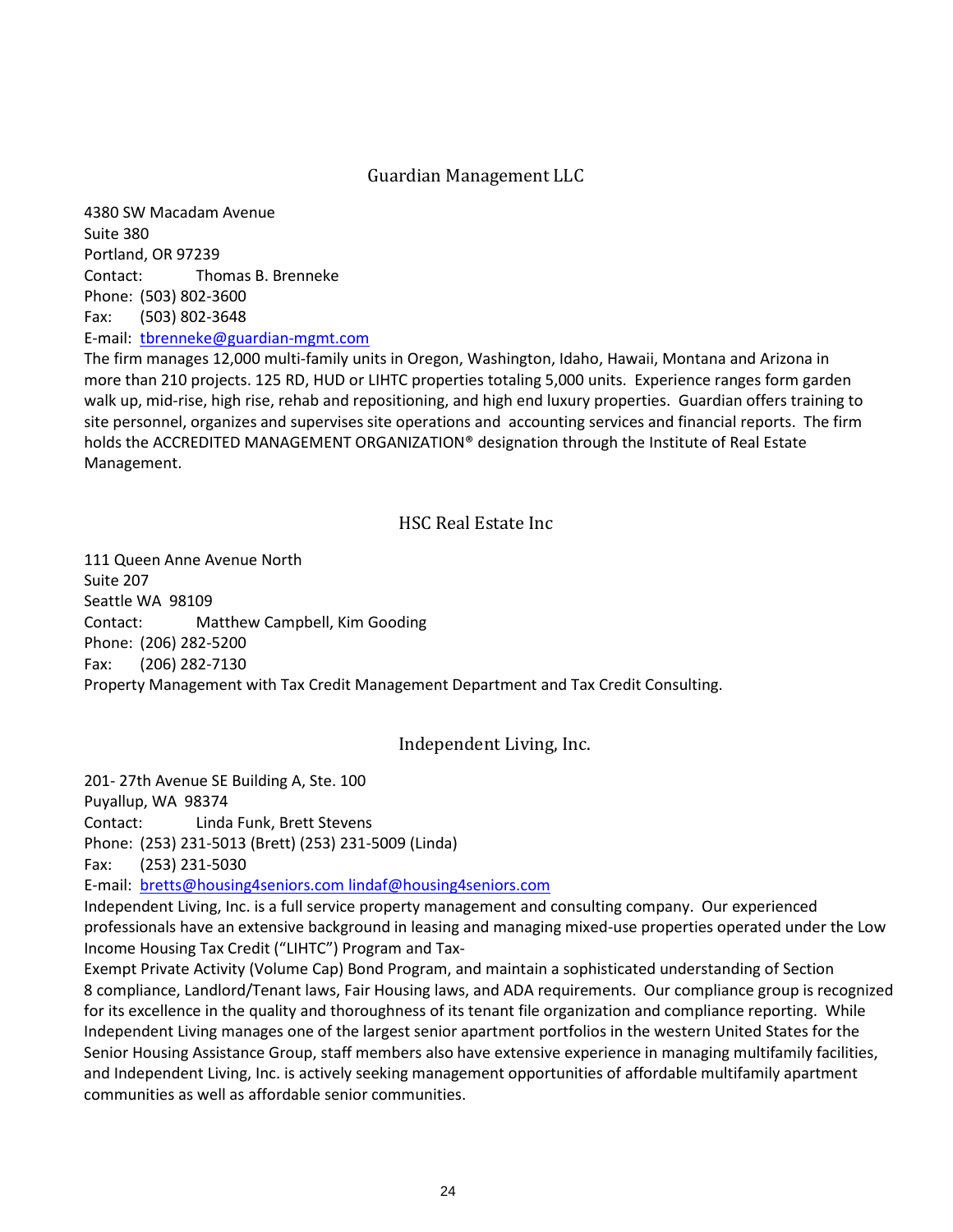## Guardian Management LLC

4380 SW Macadam Avenue
Suite 380
Portland, OR 97239
Contact: Thomas B. Brenneke
Phone: (503) 802-3600
Fax: (503) 802-3648
E-mail: tbrenneke@guardian-mgmt.com

The firm manages 12,000 multi-family units in Oregon, Washington, Idaho, Hawaii, Montana and Arizona in more than 210 projects. 125 RD, HUD or LIHTC properties totaling 5,000 units. Experience ranges form garden walk up, mid-rise, high rise, rehab and repositioning, and high end luxury properties. Guardian offers training to site personnel, organizes and supervises site operations and accounting services and financial reports. The firm holds the ACCREDITED MANAGEMENT ORGANIZATION® designation through the Institute of Real Estate Management.

## HSC Real Estate Inc

111 Queen Anne Avenue North
Suite 207
Seattle WA 98109
Contact: Matthew Campbell, Kim Gooding
Phone: (206) 282-5200
Fax: (206) 282-7130

Property Management with Tax Credit Management Department and Tax Credit Consulting.

## Independent Living, Inc.

201- 27th Avenue SE Building A, Ste. 100
Puyallup, WA 98374
Contact: Linda Funk, Brett Stevens
Phone: (253) 231-5013 (Brett) (253) 231-5009 (Linda)
Fax: (253) 231-5030
E-mail: bretts@housing4seniors.com lindaf@housing4seniors.com

Independent Living, Inc. is a full service property management and consulting company. Our experienced professionals have an extensive background in leasing and managing mixed-use properties operated under the Low Income Housing Tax Credit ("LIHTC") Program and Tax-Exempt Private Activity (Volume Cap) Bond Program, and maintain a sophisticated understanding of Section 8 compliance, Landlord/Tenant laws, Fair Housing laws, and ADA requirements. Our compliance group is recognized for its excellence in the quality and thoroughness of its tenant file organization and compliance reporting. While Independent Living manages one of the largest senior apartment portfolios in the western United States for the Senior Housing Assistance Group, staff members also have extensive experience in managing multifamily facilities, and Independent Living, Inc. is actively seeking management opportunities of affordable multifamily apartment communities as well as affordable senior communities.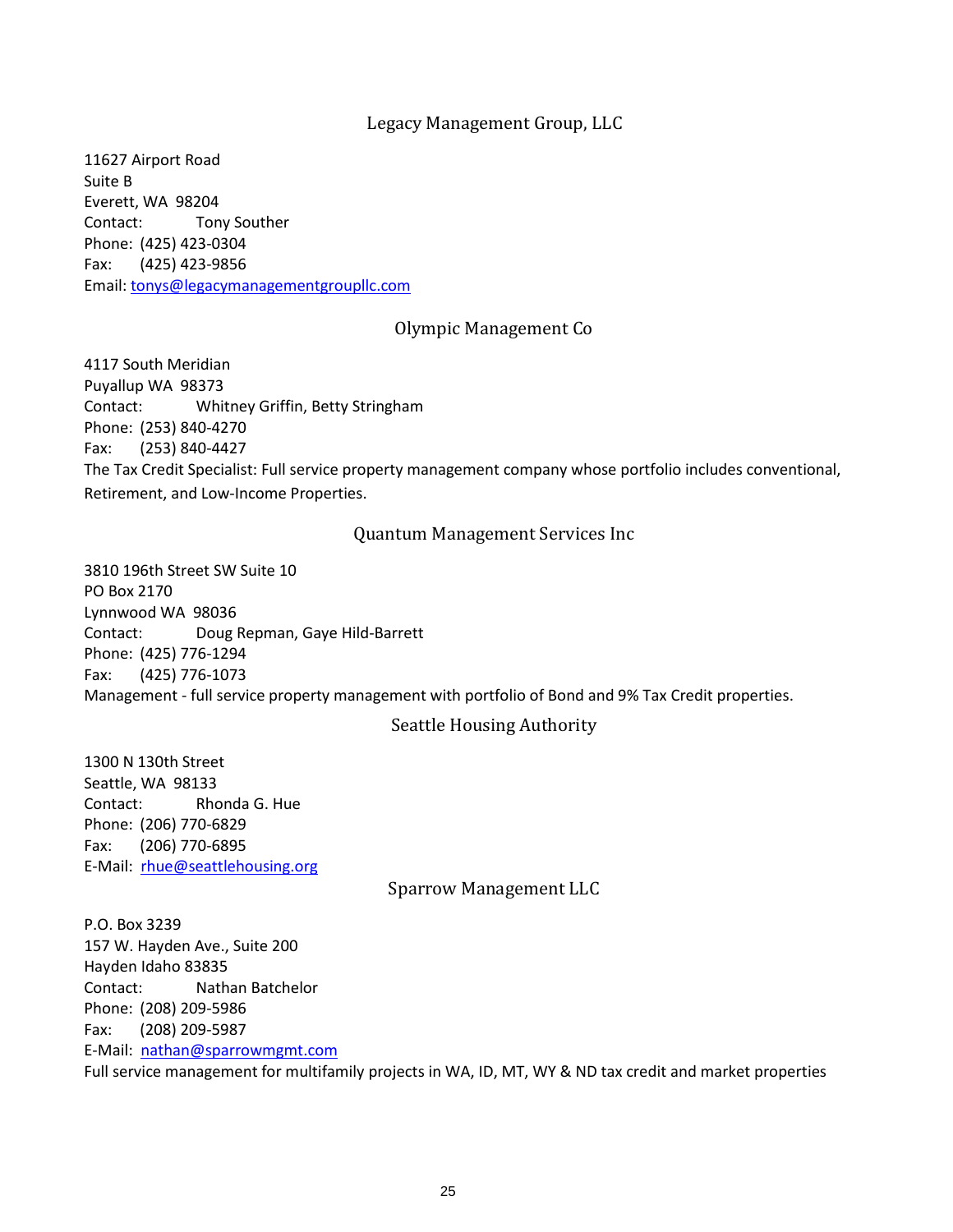## Legacy Management Group, LLC

11627 Airport Road
Suite B
Everett, WA 98204
Contact: Tony Souther
Phone: (425) 423-0304
Fax: (425) 423-9856
Email: tonys@legacymanagementgroupllc.com

## Olympic Management Co

4117 South Meridian
Puyallup WA 98373
Contact: Whitney Griffin, Betty Stringham
Phone: (253) 840-4270
Fax: (253) 840-4427
The Tax Credit Specialist: Full service property management company whose portfolio includes conventional, Retirement, and Low-Income Properties.

## Quantum Management Services Inc

3810 196th Street SW Suite 10
PO Box 2170
Lynnwood WA 98036
Contact: Doug Repman, Gaye Hild-Barrett
Phone: (425) 776-1294
Fax: (425) 776-1073
Management - full service property management with portfolio of Bond and 9% Tax Credit properties.

## Seattle Housing Authority

1300 N 130th Street
Seattle, WA 98133
Contact: Rhonda G. Hue
Phone: (206) 770-6829
Fax: (206) 770-6895
E-Mail: rhue@seattlehousing.org

## Sparrow Management LLC

P.O. Box 3239
157 W. Hayden Ave., Suite 200
Hayden Idaho 83835
Contact: Nathan Batchelor
Phone: (208) 209-5986
Fax: (208) 209-5987
E-Mail: nathan@sparrowmgmt.com
Full service management for multifamily projects in WA, ID, MT, WY & ND tax credit and market properties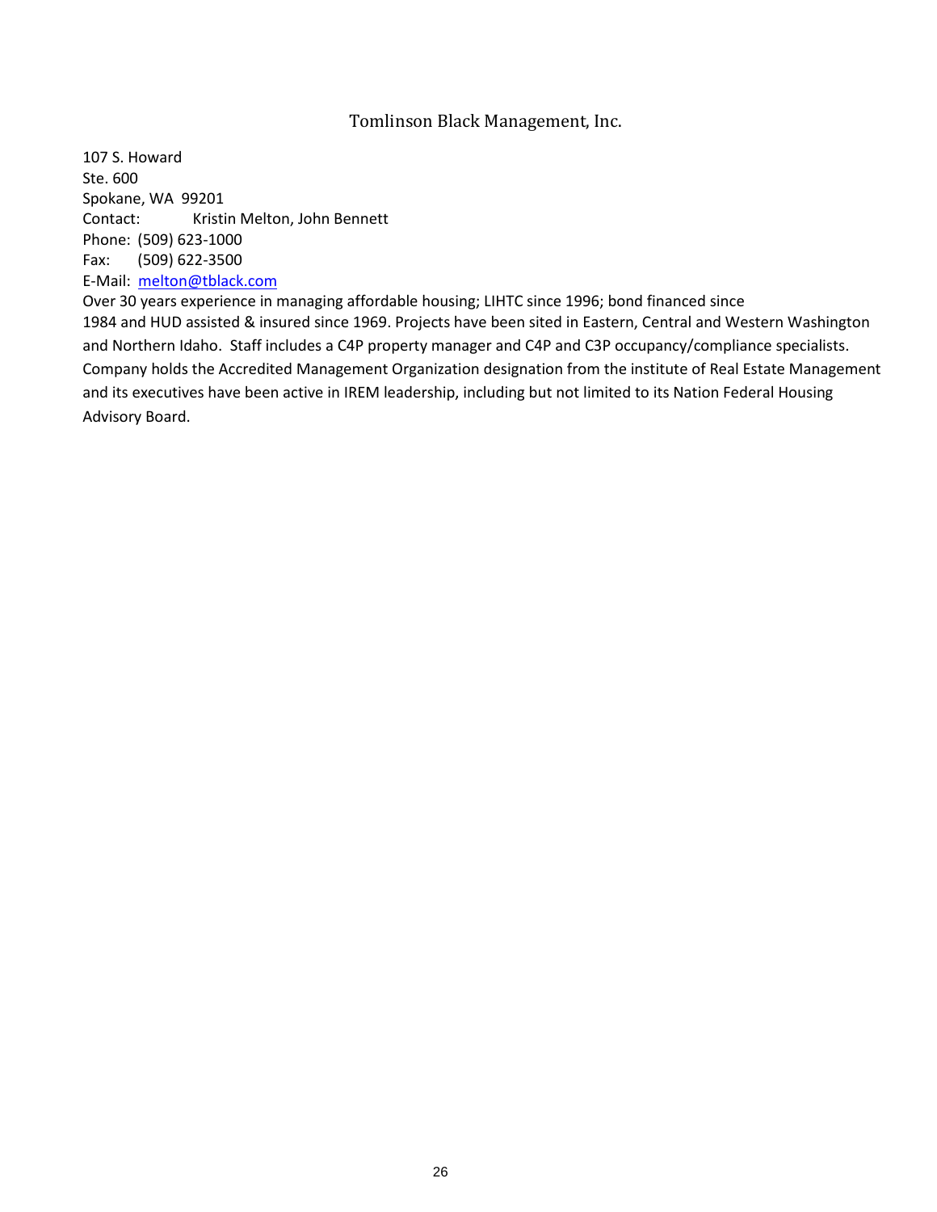## Tomlinson Black Management, Inc.

107 S. Howard
Ste. 600
Spokane, WA 99201
Contact: Kristin Melton, John Bennett
Phone: (509) 623-1000
Fax: (509) 622-3500
E-Mail: melton@tblack.com

Over 30 years experience in managing affordable housing; LIHTC since 1996; bond financed since 1984 and HUD assisted & insured since 1969. Projects have been sited in Eastern, Central and Western Washington and Northern Idaho. Staff includes a C4P property manager and C4P and C3P occupancy/compliance specialists. Company holds the Accredited Management Organization designation from the institute of Real Estate Management and its executives have been active in IREM leadership, including but not limited to its Nation Federal Housing Advisory Board.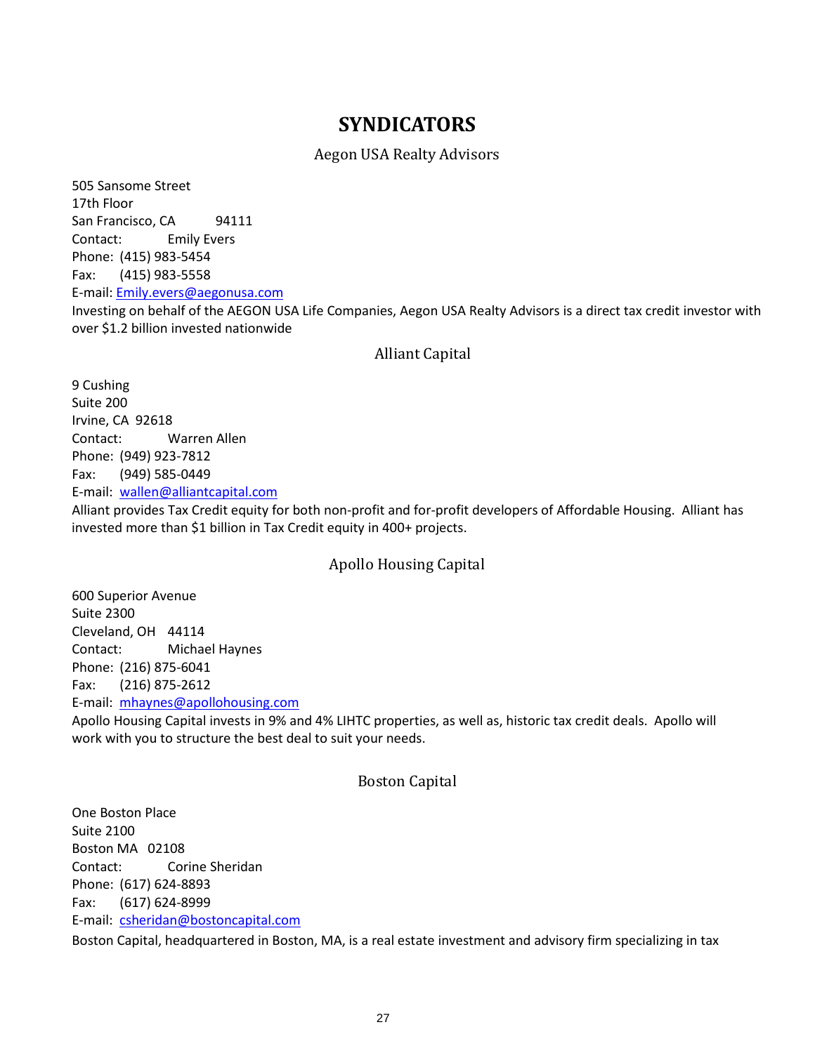# SYNDICATORS

## Aegon USA Realty Advisors

505 Sansome Street
17th Floor
San Francisco, CA 94111
Contact: Emily Evers
Phone: (415) 983-5454
Fax: (415) 983-5558
E-mail: Emily.evers@aegonusa.com
Investing on behalf of the AEGON USA Life Companies, Aegon USA Realty Advisors is a direct tax credit investor with over $1.2 billion invested nationwide

## Alliant Capital

9 Cushing
Suite 200
Irvine, CA 92618
Contact: Warren Allen
Phone: (949) 923-7812
Fax: (949) 585-0449
E-mail: wallen@alliantcapital.com
Alliant provides Tax Credit equity for both non-profit and for-profit developers of Affordable Housing. Alliant has invested more than $1 billion in Tax Credit equity in 400+ projects.

## Apollo Housing Capital

600 Superior Avenue
Suite 2300
Cleveland, OH 44114
Contact: Michael Haynes
Phone: (216) 875-6041
Fax: (216) 875-2612
E-mail: mhaynes@apollohousing.com
Apollo Housing Capital invests in 9% and 4% LIHTC properties, as well as, historic tax credit deals. Apollo will work with you to structure the best deal to suit your needs.

## Boston Capital

One Boston Place
Suite 2100
Boston MA 02108
Contact: Corine Sheridan
Phone: (617) 624-8893
Fax: (617) 624-8999
E-mail: csheridan@bostoncapital.com
Boston Capital, headquartered in Boston, MA, is a real estate investment and advisory firm specializing in tax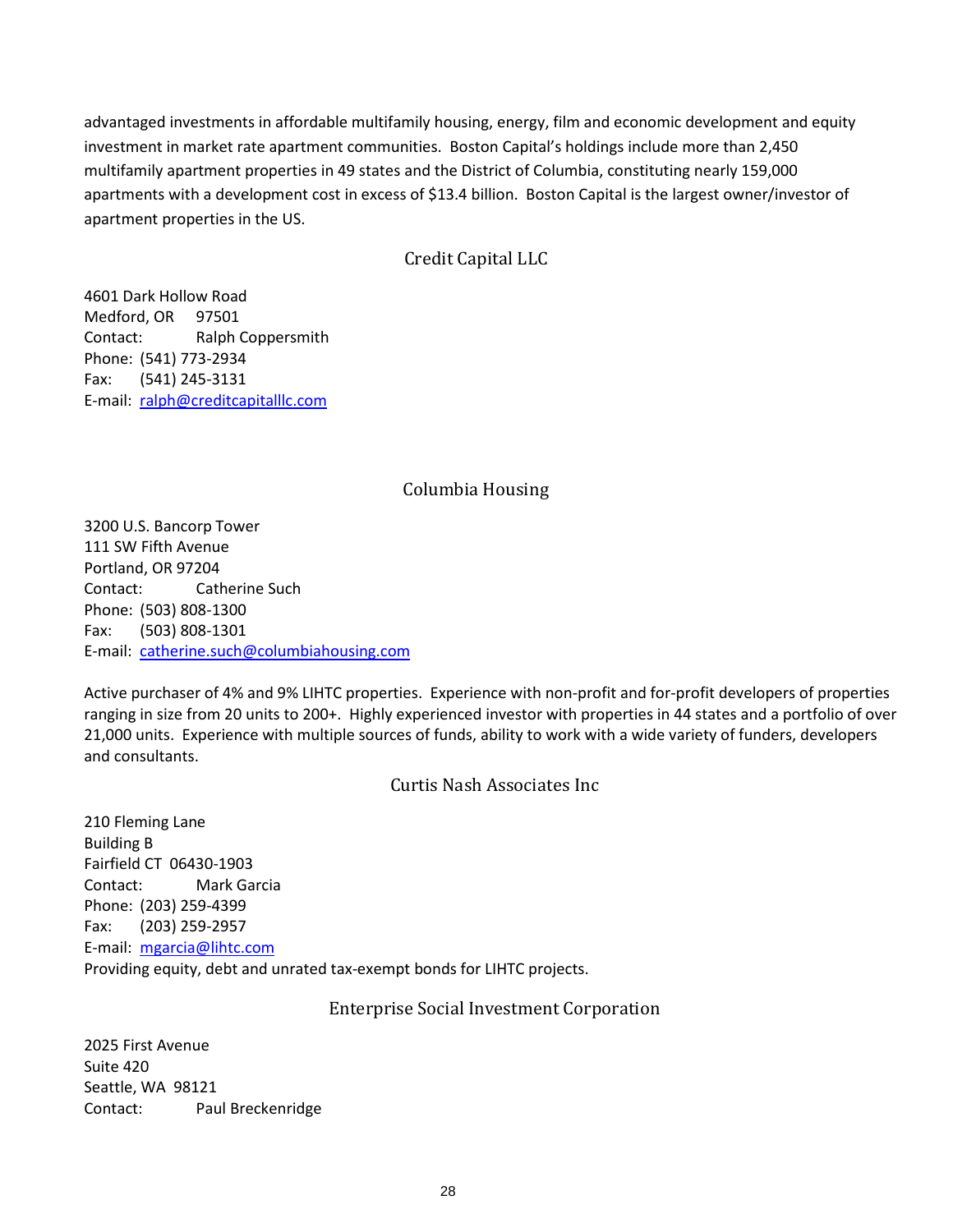advantaged investments in affordable multifamily housing, energy, film and economic development and equity investment in market rate apartment communities. Boston Capital's holdings include more than 2,450 multifamily apartment properties in 49 states and the District of Columbia, constituting nearly 159,000 apartments with a development cost in excess of $13.4 billion. Boston Capital is the largest owner/investor of apartment properties in the US.

## Credit Capital LLC

4601 Dark Hollow Road
Medford, OR 97501
Contact: Ralph Coppersmith
Phone: (541) 773-2934
Fax: (541) 245-3131
E-mail: ralph@creditcapitalllc.com

## Columbia Housing

3200 U.S. Bancorp Tower
111 SW Fifth Avenue
Portland, OR 97204
Contact: Catherine Such
Phone: (503) 808-1300
Fax: (503) 808-1301
E-mail: catherine.such@columbiahousing.com

Active purchaser of 4% and 9% LIHTC properties. Experience with non-profit and for-profit developers of properties ranging in size from 20 units to 200+. Highly experienced investor with properties in 44 states and a portfolio of over 21,000 units. Experience with multiple sources of funds, ability to work with a wide variety of funders, developers and consultants.

## Curtis Nash Associates Inc

210 Fleming Lane
Building B
Fairfield CT 06430-1903
Contact: Mark Garcia
Phone: (203) 259-4399
Fax: (203) 259-2957
E-mail: mgarcia@lihtc.com
Providing equity, debt and unrated tax-exempt bonds for LIHTC projects.

## Enterprise Social Investment Corporation

2025 First Avenue
Suite 420
Seattle, WA 98121
Contact: Paul Breckenridge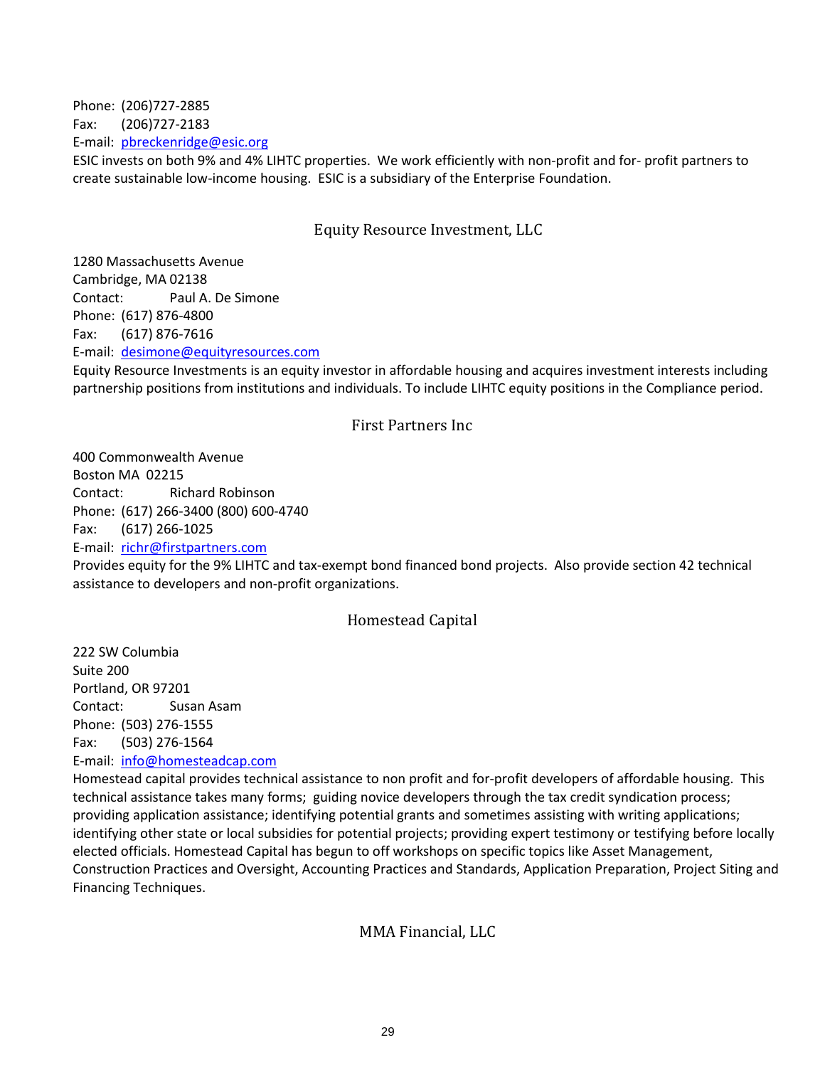Phone: (206)727-2885
Fax: (206)727-2183
E-mail: pbreckenridge@esic.org
ESIC invests on both 9% and 4% LIHTC properties. We work efficiently with non-profit and for- profit partners to create sustainable low-income housing. ESIC is a subsidiary of the Enterprise Foundation.

## Equity Resource Investment, LLC

1280 Massachusetts Avenue
Cambridge, MA 02138
Contact: Paul A. De Simone
Phone: (617) 876-4800
Fax: (617) 876-7616
E-mail: desimone@equityresources.com
Equity Resource Investments is an equity investor in affordable housing and acquires investment interests including partnership positions from institutions and individuals. To include LIHTC equity positions in the Compliance period.

## First Partners Inc

400 Commonwealth Avenue
Boston MA 02215
Contact: Richard Robinson
Phone: (617) 266-3400 (800) 600-4740
Fax: (617) 266-1025
E-mail: richr@firstpartners.com
Provides equity for the 9% LIHTC and tax-exempt bond financed bond projects. Also provide section 42 technical assistance to developers and non-profit organizations.

## Homestead Capital

222 SW Columbia
Suite 200
Portland, OR 97201
Contact: Susan Asam
Phone: (503) 276-1555
Fax: (503) 276-1564
E-mail: info@homesteadcap.com
Homestead capital provides technical assistance to non profit and for-profit developers of affordable housing. This technical assistance takes many forms; guiding novice developers through the tax credit syndication process; providing application assistance; identifying potential grants and sometimes assisting with writing applications; identifying other state or local subsidies for potential projects; providing expert testimony or testifying before locally elected officials. Homestead Capital has begun to off workshops on specific topics like Asset Management, Construction Practices and Oversight, Accounting Practices and Standards, Application Preparation, Project Siting and Financing Techniques.

## MMA Financial, LLC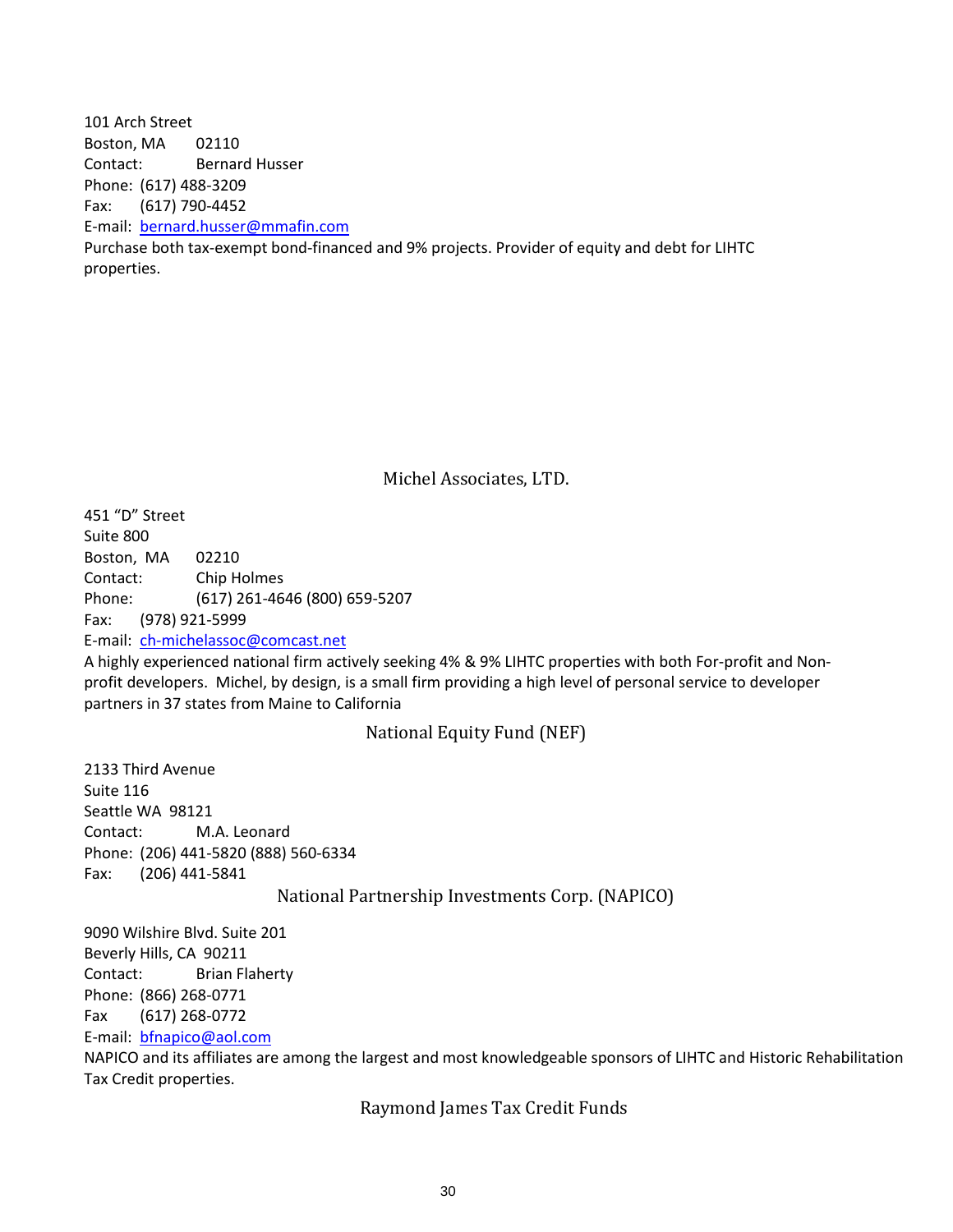101 Arch Street
Boston, MA 02110
Contact: Bernard Husser
Phone: (617) 488-3209
Fax: (617) 790-4452
E-mail: bernard.husser@mmafin.com
Purchase both tax-exempt bond-financed and 9% projects. Provider of equity and debt for LIHTC properties.

## Michel Associates, LTD.

451 "D" Street
Suite 800
Boston, MA 02210
Contact: Chip Holmes
Phone: (617) 261-4646 (800) 659-5207
Fax: (978) 921-5999
E-mail: ch-michelassoc@comcast.net
A highly experienced national firm actively seeking 4% & 9% LIHTC properties with both For-profit and Non-profit developers. Michel, by design, is a small firm providing a high level of personal service to developer partners in 37 states from Maine to California

## National Equity Fund (NEF)

2133 Third Avenue
Suite 116
Seattle WA 98121
Contact: M.A. Leonard
Phone: (206) 441-5820 (888) 560-6334
Fax: (206) 441-5841

## National Partnership Investments Corp. (NAPICO)

9090 Wilshire Blvd. Suite 201
Beverly Hills, CA 90211
Contact: Brian Flaherty
Phone: (866) 268-0771
Fax (617) 268-0772
E-mail: bfnapico@aol.com
NAPICO and its affiliates are among the largest and most knowledgeable sponsors of LIHTC and Historic Rehabilitation Tax Credit properties.

## Raymond James Tax Credit Funds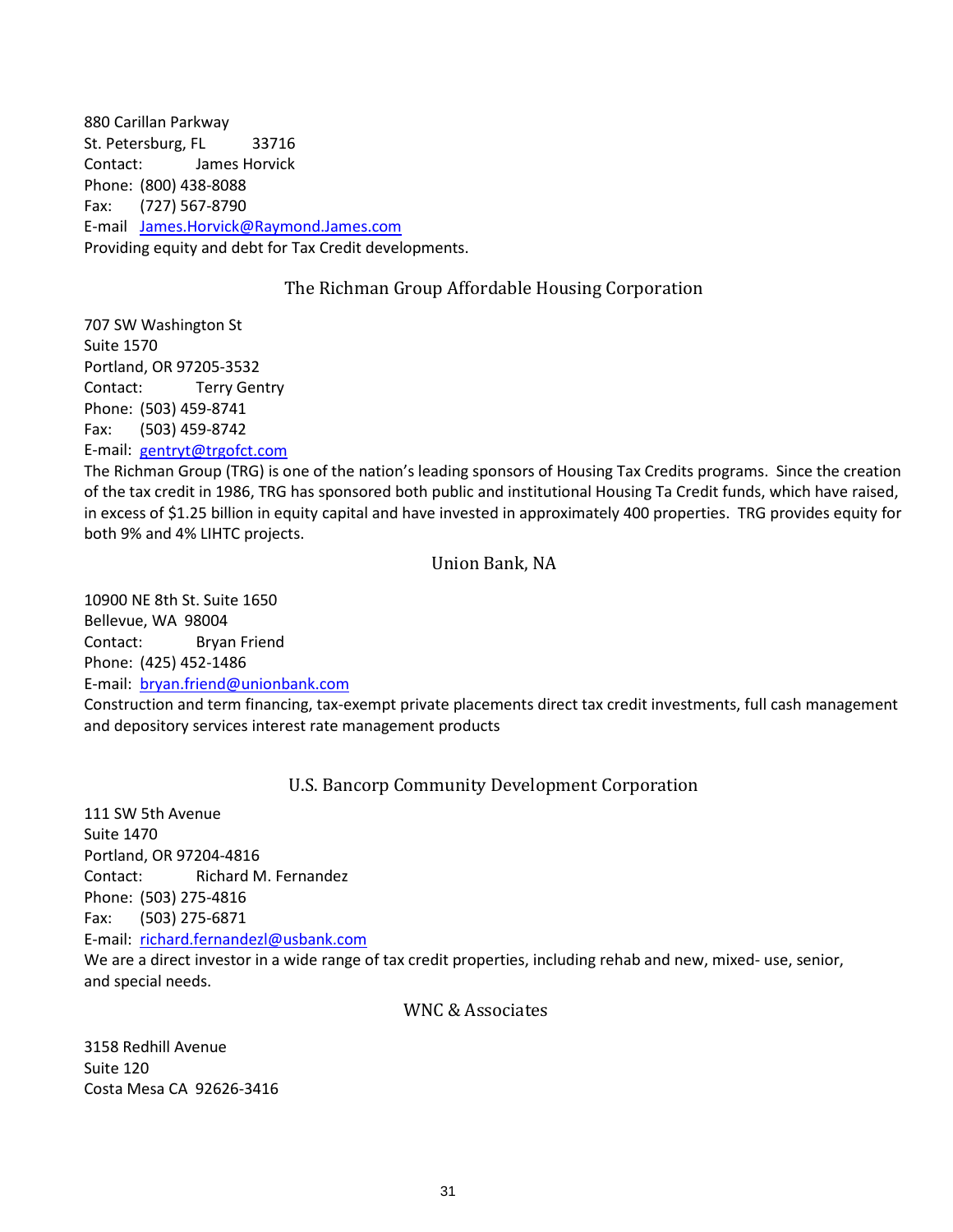880 Carillan Parkway
St. Petersburg, FL 33716
Contact: James Horvick
Phone: (800) 438-8088
Fax: (727) 567-8790
E-mail James.Horvick@Raymond.James.com
Providing equity and debt for Tax Credit developments.

### The Richman Group Affordable Housing Corporation

707 SW Washington St
Suite 1570
Portland, OR 97205-3532
Contact: Terry Gentry
Phone: (503) 459-8741
Fax: (503) 459-8742
E-mail: gentryt@trgofct.com
The Richman Group (TRG) is one of the nation's leading sponsors of Housing Tax Credits programs. Since the creation of the tax credit in 1986, TRG has sponsored both public and institutional Housing Ta Credit funds, which have raised, in excess of $1.25 billion in equity capital and have invested in approximately 400 properties. TRG provides equity for both 9% and 4% LIHTC projects.

### Union Bank, NA

10900 NE 8th St. Suite 1650
Bellevue, WA 98004
Contact: Bryan Friend
Phone: (425) 452-1486
E-mail: bryan.friend@unionbank.com
Construction and term financing, tax-exempt private placements direct tax credit investments, full cash management and depository services interest rate management products

### U.S. Bancorp Community Development Corporation

111 SW 5th Avenue
Suite 1470
Portland, OR 97204-4816
Contact: Richard M. Fernandez
Phone: (503) 275-4816
Fax: (503) 275-6871
E-mail: richard.fernandezl@usbank.com
We are a direct investor in a wide range of tax credit properties, including rehab and new, mixed- use, senior, and special needs.

### WNC & Associates

3158 Redhill Avenue
Suite 120
Costa Mesa CA 92626-3416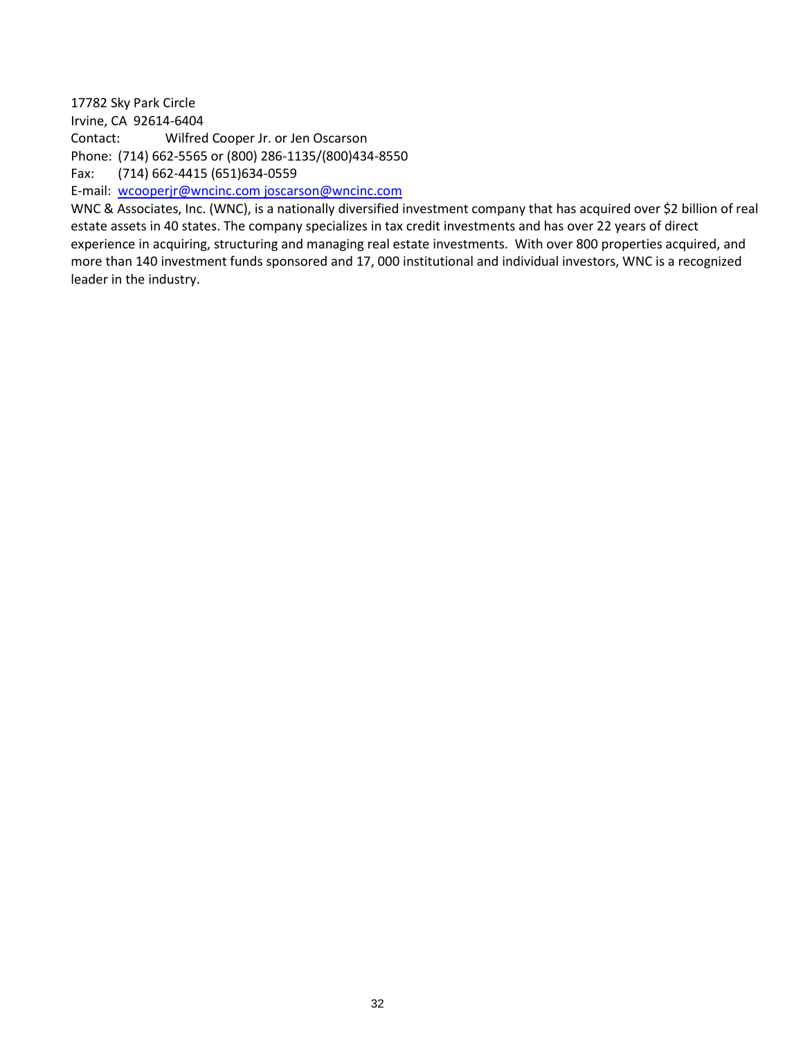17782 Sky Park Circle
Irvine, CA 92614-6404
Contact: Wilfred Cooper Jr. or Jen Oscarson
Phone: (714) 662-5565 or (800) 286-1135/(800)434-8550
Fax: (714) 662-4415 (651)634-0559
E-mail: wcooperjr@wncinc.com joscarson@wncinc.com

WNC & Associates, Inc. (WNC), is a nationally diversified investment company that has acquired over $2 billion of real estate assets in 40 states. The company specializes in tax credit investments and has over 22 years of direct experience in acquiring, structuring and managing real estate investments. With over 800 properties acquired, and more than 140 investment funds sponsored and 17, 000 institutional and individual investors, WNC is a recognized leader in the industry.